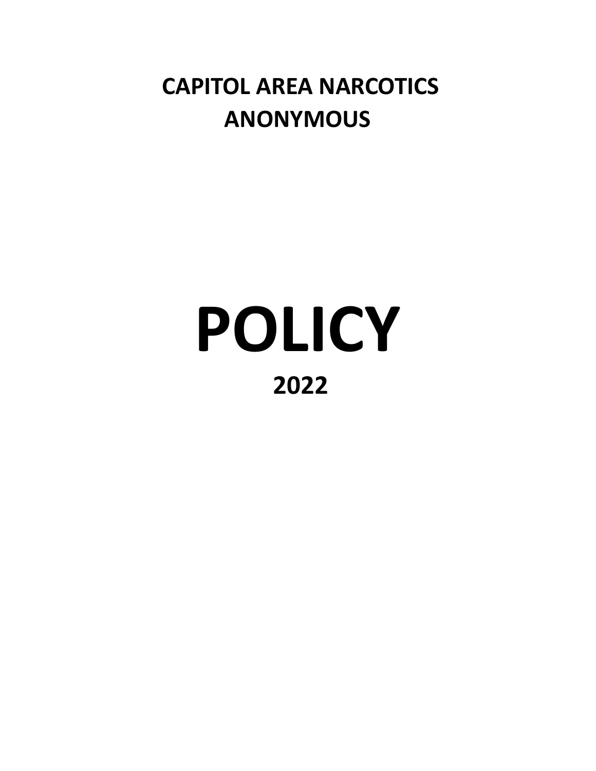# CAPITOL AREA NARCOTICS ANONYMOUS

# POLICY

## 2022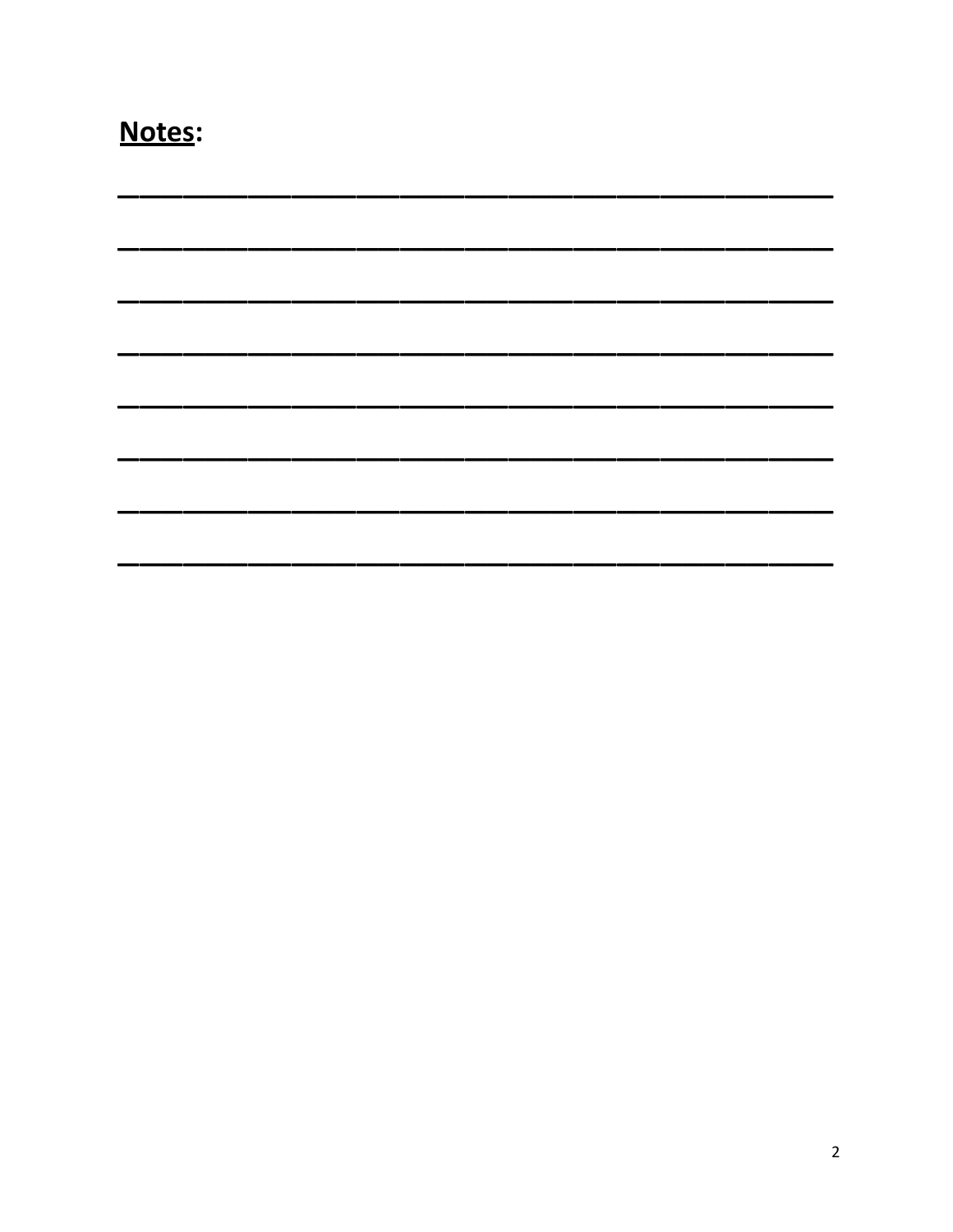**Notes**:

\_\_\_\_\_\_\_\_\_\_\_\_\_\_\_\_\_\_\_\_\_\_\_\_\_\_\_\_\_\_\_\_\_\_\_\_\_\_\_\_\_\_\_\_\_\_\_\_\_\_\_\_\_\_\_\_\_\_\_\_

\_\_\_\_\_\_\_\_\_\_\_\_\_\_\_\_\_\_\_\_\_\_\_\_\_\_\_\_\_\_\_\_\_\_\_\_\_\_\_\_\_\_\_\_\_\_\_\_\_\_\_\_\_\_\_\_\_\_\_\_

\_\_\_\_\_\_\_\_\_\_\_\_\_\_\_\_\_\_\_\_\_\_\_\_\_\_\_\_\_\_\_\_\_\_\_\_\_\_\_\_\_\_\_\_\_\_\_\_\_\_\_\_\_\_\_\_\_\_\_\_

\_\_\_\_\_\_\_\_\_\_\_\_\_\_\_\_\_\_\_\_\_\_\_\_\_\_\_\_\_\_\_\_\_\_\_\_\_\_\_\_\_\_\_\_\_\_\_\_\_\_\_\_\_\_\_\_\_\_\_\_

\_\_\_\_\_\_\_\_\_\_\_\_\_\_\_\_\_\_\_\_\_\_\_\_\_\_\_\_\_\_\_\_\_\_\_\_\_\_\_\_\_\_\_\_\_\_\_\_\_\_\_\_\_\_\_\_\_\_\_\_

\_\_\_\_\_\_\_\_\_\_\_\_\_\_\_\_\_\_\_\_\_\_\_\_\_\_\_\_\_\_\_\_\_\_\_\_\_\_\_\_\_\_\_\_\_\_\_\_\_\_\_\_\_\_\_\_\_\_\_\_

\_\_\_\_\_\_\_\_\_\_\_\_\_\_\_\_\_\_\_\_\_\_\_\_\_\_\_\_\_\_\_\_\_\_\_\_\_\_\_\_\_\_\_\_\_\_\_\_\_\_\_\_\_\_\_\_\_\_\_\_

\_\_\_\_\_\_\_\_\_\_\_\_\_\_\_\_\_\_\_\_\_\_\_\_\_\_\_\_\_\_\_\_\_\_\_\_\_\_\_\_\_\_\_\_\_\_\_\_\_\_\_\_\_\_\_\_\_\_\_\_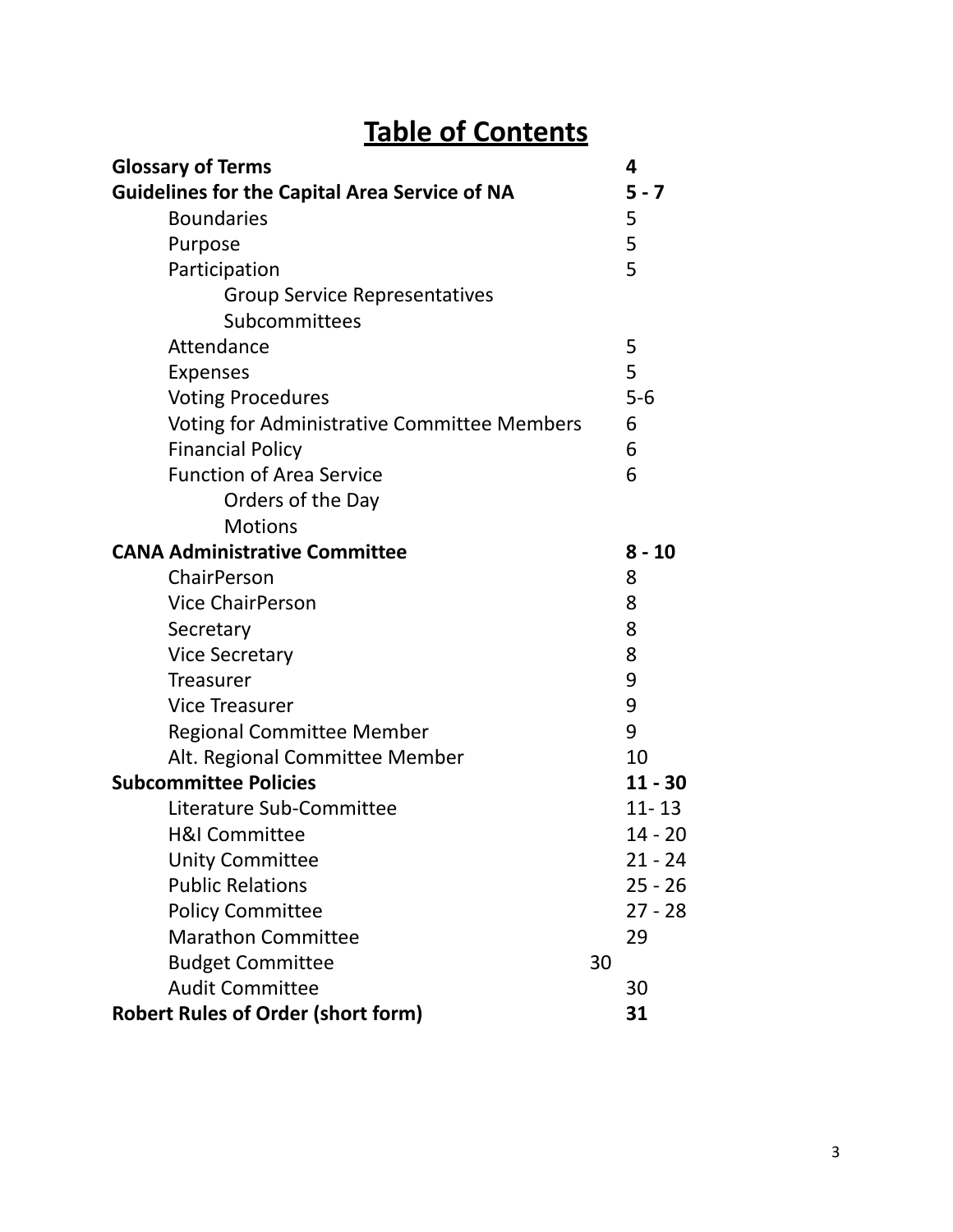# Table of Contents

| | |
|---|---|
| **Glossary of Terms** | **4** |
| **Guidelines for the Capital Area Service of NA** | **5 - 7** |
| Boundaries | 5 |
| Purpose | 5 |
| Participation | 5 |
| Group Service Representatives | |
| Subcommittees | |
| Attendance | 5 |
| Expenses | 5 |
| Voting Procedures | 5-6 |
| Voting for Administrative Committee Members | 6 |
| Financial Policy | 6 |
| Function of Area Service | 6 |
| Orders of the Day | |
| Motions | |
| **CANA Administrative Committee** | **8 - 10** |
| ChairPerson | 8 |
| Vice ChairPerson | 8 |
| Secretary | 8 |
| Vice Secretary | 8 |
| Treasurer | 9 |
| Vice Treasurer | 9 |
| Regional Committee Member | 9 |
| Alt. Regional Committee Member | 10 |
| **Subcommittee Policies** | **11 - 30** |
| Literature Sub-Committee | 11- 13 |
| H&I Committee | 14 - 20 |
| Unity Committee | 21 - 24 |
| Public Relations | 25 - 26 |
| Policy Committee | 27 - 28 |
| Marathon Committee | 29 |
| Budget Committee | 30 |
| Audit Committee | 30 |
| **Robert Rules of Order (short form)** | **31** |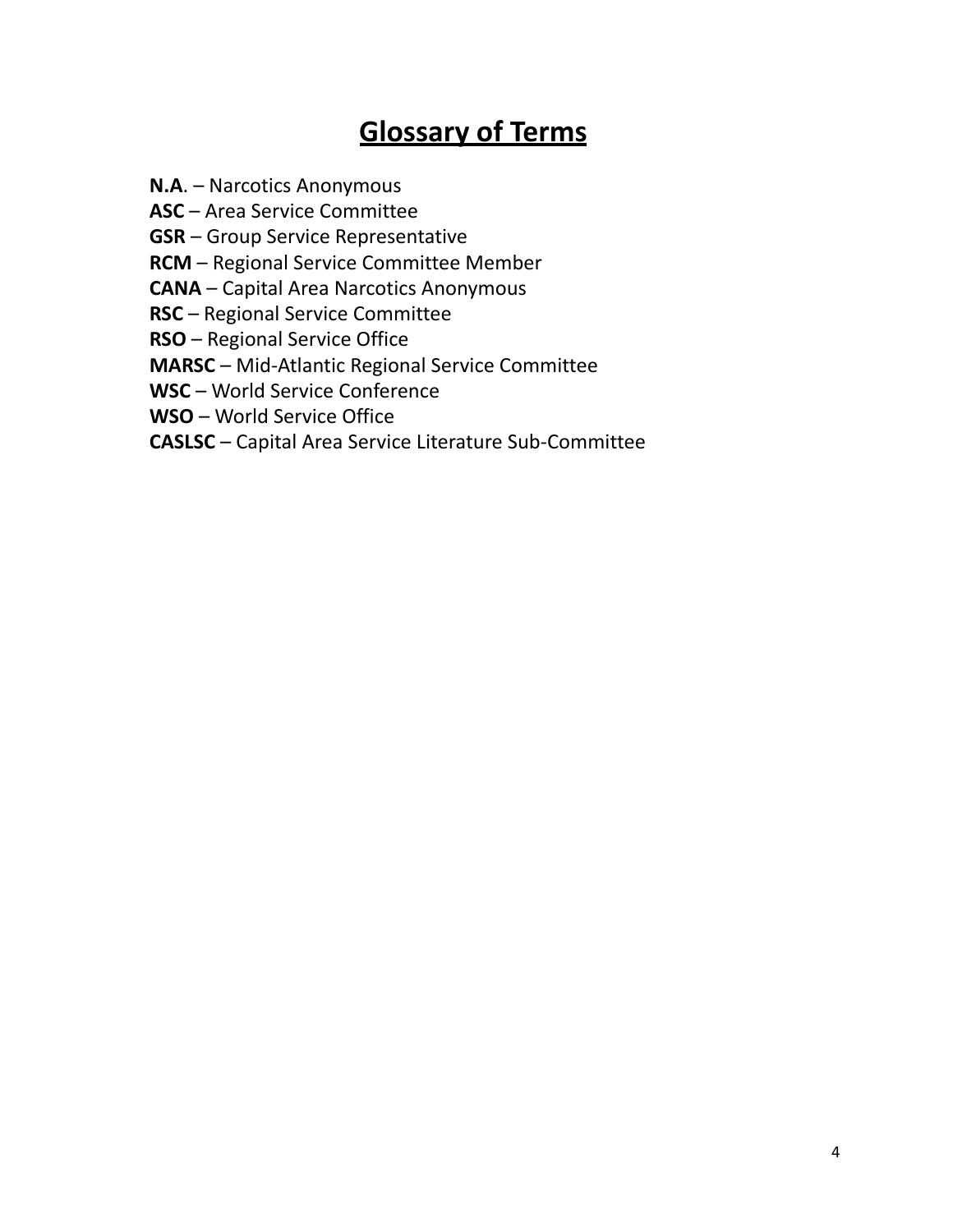# Glossary of Terms

**N.A**. – Narcotics Anonymous
**ASC** – Area Service Committee
**GSR** – Group Service Representative
**RCM** – Regional Service Committee Member
**CANA** – Capital Area Narcotics Anonymous
**RSC** – Regional Service Committee
**RSO** – Regional Service Office
**MARSC** – Mid-Atlantic Regional Service Committee
**WSC** – World Service Conference
**WSO** – World Service Office
**CASLSC** – Capital Area Service Literature Sub-Committee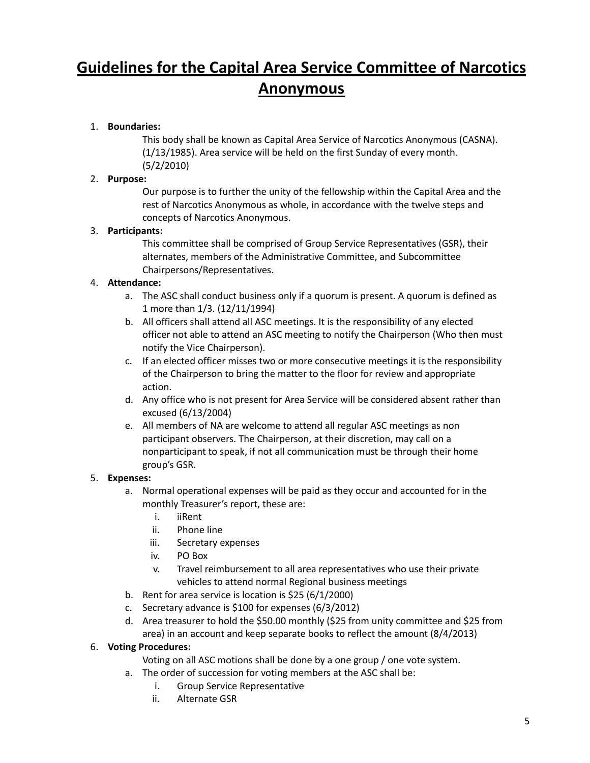# Guidelines for the Capital Area Service Committee of Narcotics Anonymous

1. **Boundaries:**

   This body shall be known as Capital Area Service of Narcotics Anonymous (CASNA). (1/13/1985). Area service will be held on the first Sunday of every month. (5/2/2010)

2. **Purpose:**

   Our purpose is to further the unity of the fellowship within the Capital Area and the rest of Narcotics Anonymous as whole, in accordance with the twelve steps and concepts of Narcotics Anonymous.

3. **Participants:**

   This committee shall be comprised of Group Service Representatives (GSR), their alternates, members of the Administrative Committee, and Subcommittee Chairpersons/Representatives.

4. **Attendance:**
   a. The ASC shall conduct business only if a quorum is present. A quorum is defined as 1 more than 1/3. (12/11/1994)
   b. All officers shall attend all ASC meetings. It is the responsibility of any elected officer not able to attend an ASC meeting to notify the Chairperson (Who then must notify the Vice Chairperson).
   c. If an elected officer misses two or more consecutive meetings it is the responsibility of the Chairperson to bring the matter to the floor for review and appropriate action.
   d. Any office who is not present for Area Service will be considered absent rather than excused (6/13/2004)
   e. All members of NA are welcome to attend all regular ASC meetings as non participant observers. The Chairperson, at their discretion, may call on a nonparticipant to speak, if not all communication must be through their home group's GSR.

5. **Expenses:**
   a. Normal operational expenses will be paid as they occur and accounted for in the monthly Treasurer's report, these are:
      i. iiRent
      ii. Phone line
      iii. Secretary expenses
      iv. PO Box
      v. Travel reimbursement to all area representatives who use their private vehicles to attend normal Regional business meetings
   b. Rent for area service is location is $25 (6/1/2000)
   c. Secretary advance is $100 for expenses (6/3/2012)
   d. Area treasurer to hold the $50.00 monthly ($25 from unity committee and $25 from area) in an account and keep separate books to reflect the amount (8/4/2013)

6. **Voting Procedures:**

   Voting on all ASC motions shall be done by a one group / one vote system.

   a. The order of succession for voting members at the ASC shall be:
      i. Group Service Representative
      ii. Alternate GSR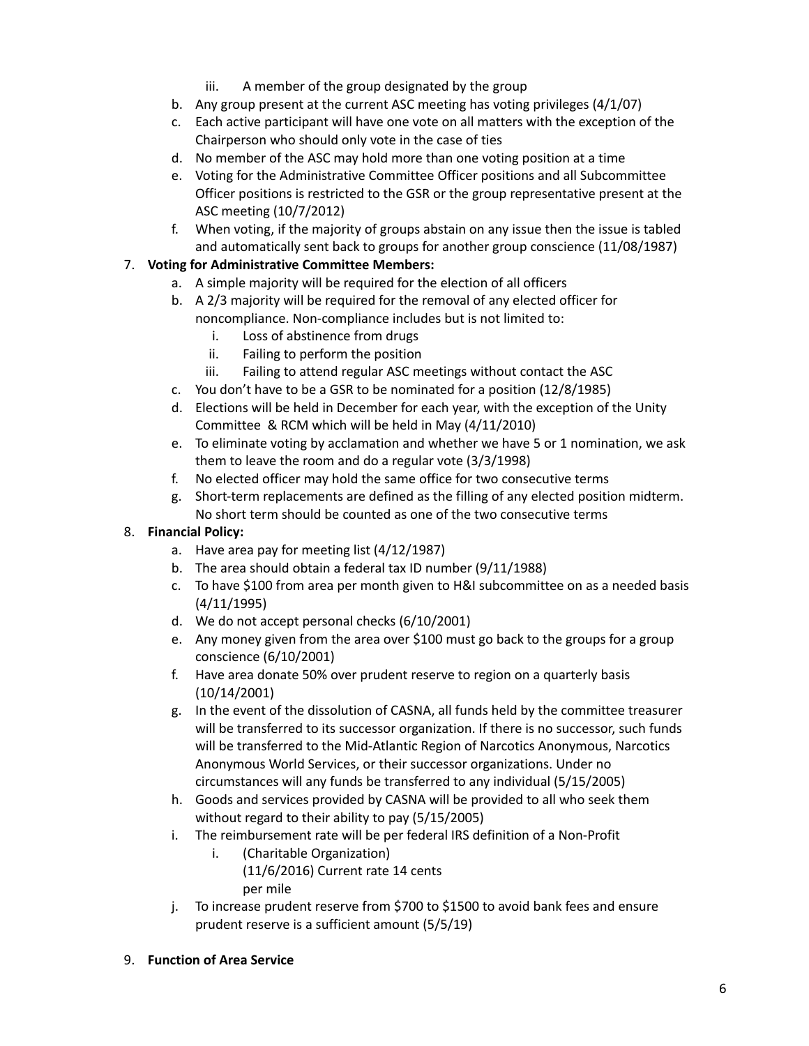iii. A member of the group designated by the group

   b. Any group present at the current ASC meeting has voting privileges (4/1/07)
   c. Each active participant will have one vote on all matters with the exception of the Chairperson who should only vote in the case of ties
   d. No member of the ASC may hold more than one voting position at a time
   e. Voting for the Administrative Committee Officer positions and all Subcommittee Officer positions is restricted to the GSR or the group representative present at the ASC meeting (10/7/2012)
   f. When voting, if the majority of groups abstain on any issue then the issue is tabled and automatically sent back to groups for another group conscience (11/08/1987)

7. **Voting for Administrative Committee Members:**
   a. A simple majority will be required for the election of all officers
   b. A 2/3 majority will be required for the removal of any elected officer for noncompliance. Non-compliance includes but is not limited to:
      i. Loss of abstinence from drugs
      ii. Failing to perform the position
      iii. Failing to attend regular ASC meetings without contact the ASC
   c. You don't have to be a GSR to be nominated for a position (12/8/1985)
   d. Elections will be held in December for each year, with the exception of the Unity Committee & RCM which will be held in May (4/11/2010)
   e. To eliminate voting by acclamation and whether we have 5 or 1 nomination, we ask them to leave the room and do a regular vote (3/3/1998)
   f. No elected officer may hold the same office for two consecutive terms
   g. Short-term replacements are defined as the filling of any elected position midterm. No short term should be counted as one of the two consecutive terms

8. **Financial Policy:**
   a. Have area pay for meeting list (4/12/1987)
   b. The area should obtain a federal tax ID number (9/11/1988)
   c. To have $100 from area per month given to H&I subcommittee on as a needed basis (4/11/1995)
   d. We do not accept personal checks (6/10/2001)
   e. Any money given from the area over $100 must go back to the groups for a group conscience (6/10/2001)
   f. Have area donate 50% over prudent reserve to region on a quarterly basis (10/14/2001)
   g. In the event of the dissolution of CASNA, all funds held by the committee treasurer will be transferred to its successor organization. If there is no successor, such funds will be transferred to the Mid-Atlantic Region of Narcotics Anonymous, Narcotics Anonymous World Services, or their successor organizations. Under no circumstances will any funds be transferred to any individual (5/15/2005)
   h. Goods and services provided by CASNA will be provided to all who seek them without regard to their ability to pay (5/15/2005)
   i. The reimbursement rate will be per federal IRS definition of a Non-Profit
      i. (Charitable Organization)
         (11/6/2016) Current rate 14 cents
         per mile
   j. To increase prudent reserve from $700 to $1500 to avoid bank fees and ensure prudent reserve is a sufficient amount (5/5/19)

9. **Function of Area Service**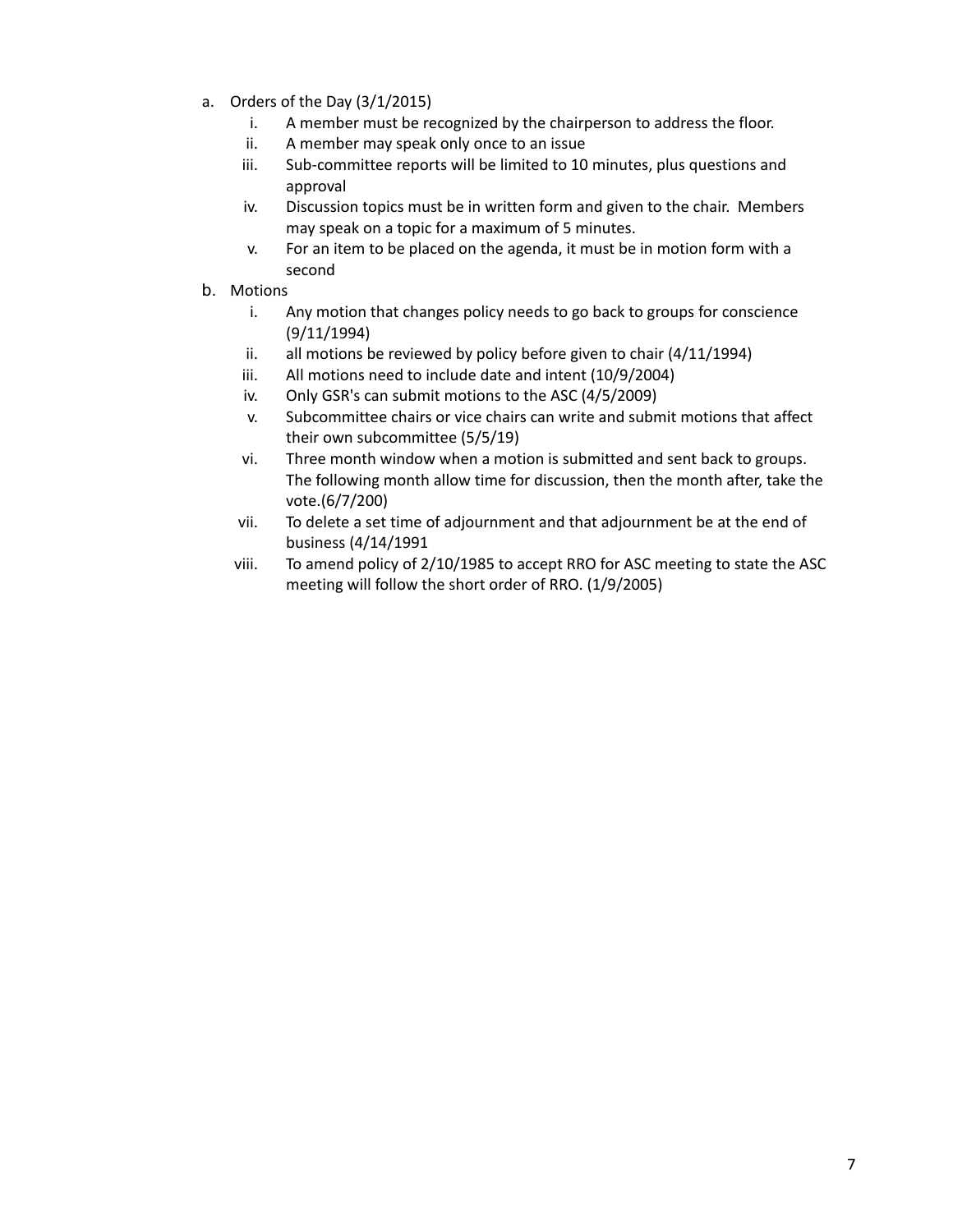a. Orders of the Day (3/1/2015)
    i. A member must be recognized by the chairperson to address the floor.
    ii. A member may speak only once to an issue
    iii. Sub-committee reports will be limited to 10 minutes, plus questions and approval
    iv. Discussion topics must be in written form and given to the chair. Members may speak on a topic for a maximum of 5 minutes.
    v. For an item to be placed on the agenda, it must be in motion form with a second

b. Motions
    i. Any motion that changes policy needs to go back to groups for conscience (9/11/1994)
    ii. all motions be reviewed by policy before given to chair (4/11/1994)
    iii. All motions need to include date and intent (10/9/2004)
    iv. Only GSR's can submit motions to the ASC (4/5/2009)
    v. Subcommittee chairs or vice chairs can write and submit motions that affect their own subcommittee (5/5/19)
    vi. Three month window when a motion is submitted and sent back to groups. The following month allow time for discussion, then the month after, take the vote.(6/7/200)
    vii. To delete a set time of adjournment and that adjournment be at the end of business (4/14/1991
    viii. To amend policy of 2/10/1985 to accept RRO for ASC meeting to state the ASC meeting will follow the short order of RRO. (1/9/2005)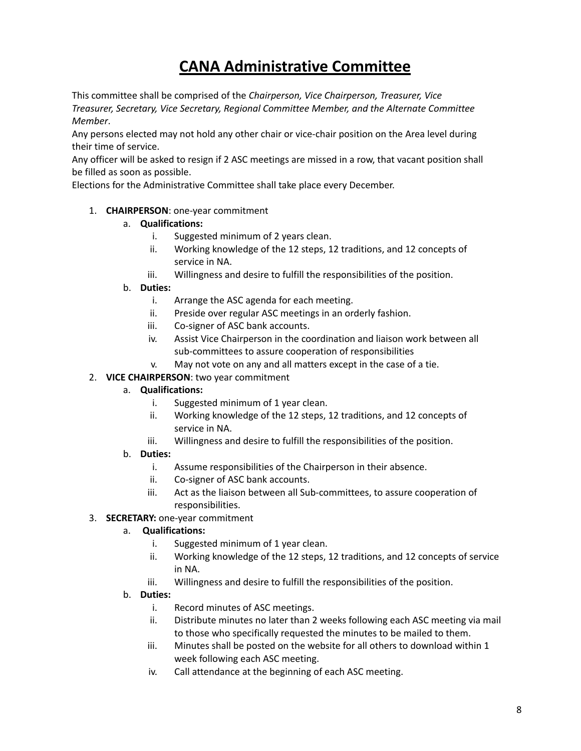# CANA Administrative Committee

This committee shall be comprised of the *Chairperson, Vice Chairperson, Treasurer, Vice Treasurer, Secretary, Vice Secretary, Regional Committee Member, and the Alternate Committee Member*.

Any persons elected may not hold any other chair or vice-chair position on the Area level during their time of service.

Any officer will be asked to resign if 2 ASC meetings are missed in a row, that vacant position shall be filled as soon as possible.

Elections for the Administrative Committee shall take place every December.

1. **CHAIRPERSON**: one-year commitment
   a. **Qualifications:**
      i. Suggested minimum of 2 years clean.
      ii. Working knowledge of the 12 steps, 12 traditions, and 12 concepts of service in NA.
      iii. Willingness and desire to fulfill the responsibilities of the position.
   b. **Duties:**
      i. Arrange the ASC agenda for each meeting.
      ii. Preside over regular ASC meetings in an orderly fashion.
      iii. Co-signer of ASC bank accounts.
      iv. Assist Vice Chairperson in the coordination and liaison work between all sub-committees to assure cooperation of responsibilities
      v. May not vote on any and all matters except in the case of a tie.
2. **VICE CHAIRPERSON**: two year commitment
   a. **Qualifications:**
      i. Suggested minimum of 1 year clean.
      ii. Working knowledge of the 12 steps, 12 traditions, and 12 concepts of service in NA.
      iii. Willingness and desire to fulfill the responsibilities of the position.
   b. **Duties:**
      i. Assume responsibilities of the Chairperson in their absence.
      ii. Co-signer of ASC bank accounts.
      iii. Act as the liaison between all Sub-committees, to assure cooperation of responsibilities.
3. **SECRETARY:** one-year commitment
   a. **Qualifications:**
      i. Suggested minimum of 1 year clean.
      ii. Working knowledge of the 12 steps, 12 traditions, and 12 concepts of service in NA.
      iii. Willingness and desire to fulfill the responsibilities of the position.
   b. **Duties:**
      i. Record minutes of ASC meetings.
      ii. Distribute minutes no later than 2 weeks following each ASC meeting via mail to those who specifically requested the minutes to be mailed to them.
      iii. Minutes shall be posted on the website for all others to download within 1 week following each ASC meeting.
      iv. Call attendance at the beginning of each ASC meeting.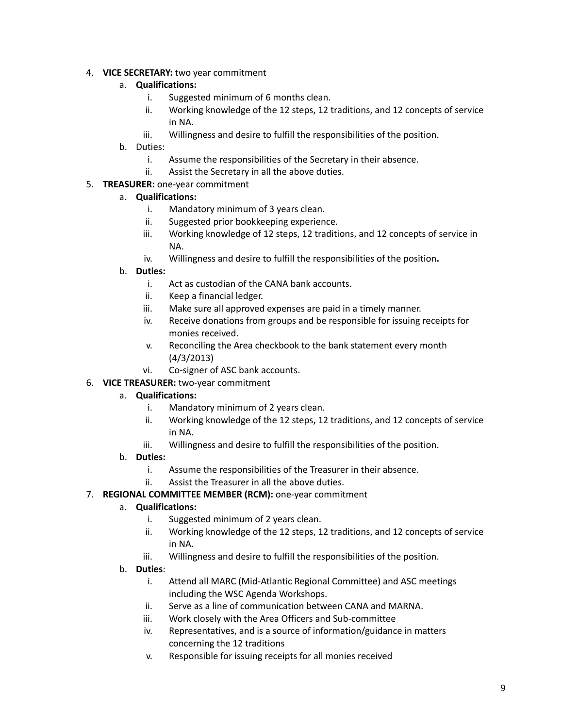4. **VICE SECRETARY:** two year commitment
    a. **Qualifications:**
        i. Suggested minimum of 6 months clean.
        ii. Working knowledge of the 12 steps, 12 traditions, and 12 concepts of service in NA.
        iii. Willingness and desire to fulfill the responsibilities of the position.
    b. Duties:
        i. Assume the responsibilities of the Secretary in their absence.
        ii. Assist the Secretary in all the above duties.
5. **TREASURER:** one-year commitment
    a. **Qualifications:**
        i. Mandatory minimum of 3 years clean.
        ii. Suggested prior bookkeeping experience.
        iii. Working knowledge of 12 steps, 12 traditions, and 12 concepts of service in NA.
        iv. Willingness and desire to fulfill the responsibilities of the position**.**
    b. **Duties:**
        i. Act as custodian of the CANA bank accounts.
        ii. Keep a financial ledger.
        iii. Make sure all approved expenses are paid in a timely manner.
        iv. Receive donations from groups and be responsible for issuing receipts for monies received.
        v. Reconciling the Area checkbook to the bank statement every month (4/3/2013)
        vi. Co-signer of ASC bank accounts.
6. **VICE TREASURER:** two-year commitment
    a. **Qualifications:**
        i. Mandatory minimum of 2 years clean.
        ii. Working knowledge of the 12 steps, 12 traditions, and 12 concepts of service in NA.
        iii. Willingness and desire to fulfill the responsibilities of the position.
    b. **Duties:**
        i. Assume the responsibilities of the Treasurer in their absence.
        ii. Assist the Treasurer in all the above duties.
7. **REGIONAL COMMITTEE MEMBER (RCM):** one-year commitment
    a. **Qualifications:**
        i. Suggested minimum of 2 years clean.
        ii. Working knowledge of the 12 steps, 12 traditions, and 12 concepts of service in NA.
        iii. Willingness and desire to fulfill the responsibilities of the position.
    b. **Duties**:
        i. Attend all MARC (Mid-Atlantic Regional Committee) and ASC meetings including the WSC Agenda Workshops.
        ii. Serve as a line of communication between CANA and MARNA.
        iii. Work closely with the Area Officers and Sub-committee
        iv. Representatives, and is a source of information/guidance in matters concerning the 12 traditions
        v. Responsible for issuing receipts for all monies received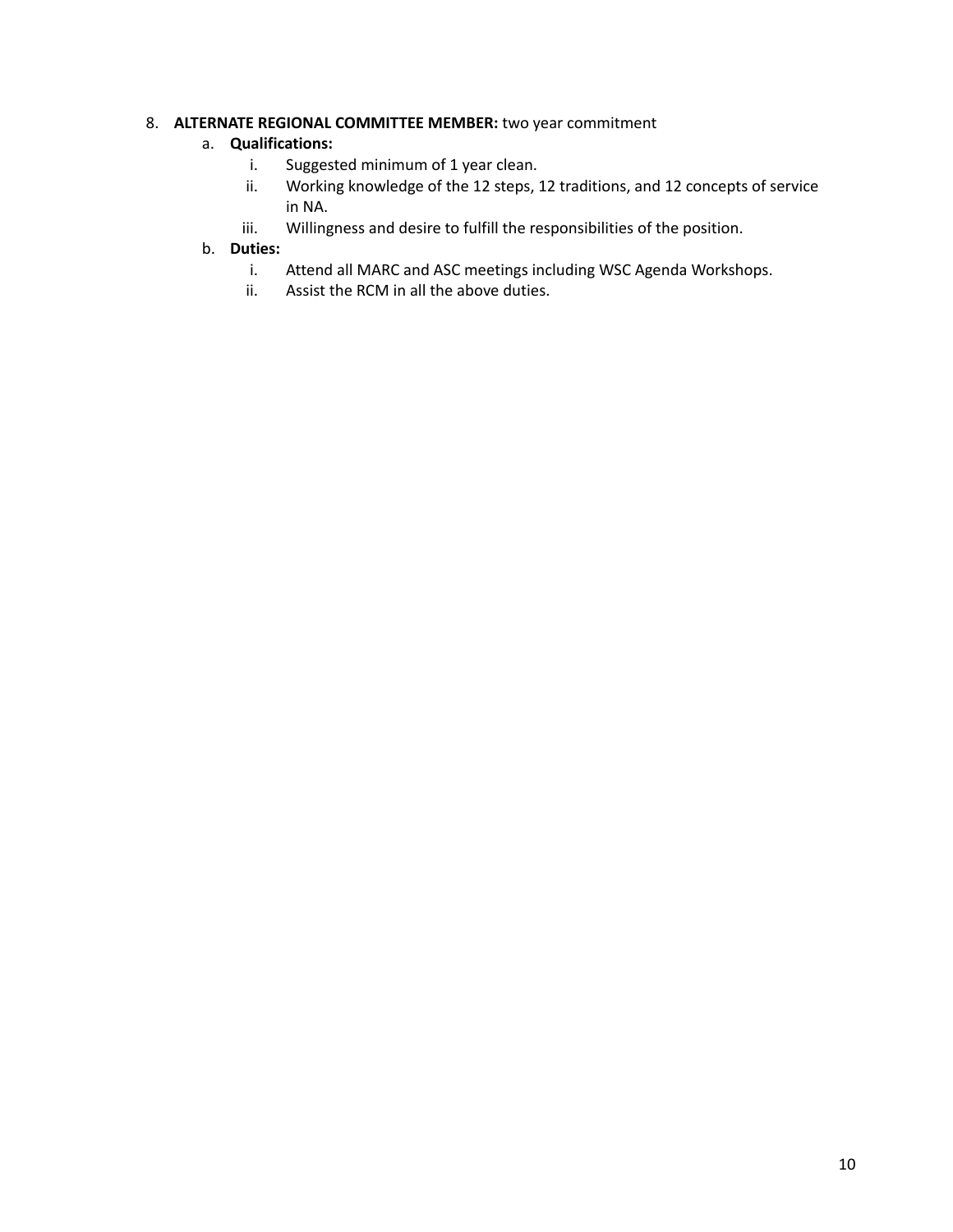8. **ALTERNATE REGIONAL COMMITTEE MEMBER:** two year commitment
    a. **Qualifications:**
        i. Suggested minimum of 1 year clean.
        ii. Working knowledge of the 12 steps, 12 traditions, and 12 concepts of service in NA.
        iii. Willingness and desire to fulfill the responsibilities of the position.
    b. **Duties:**
        i. Attend all MARC and ASC meetings including WSC Agenda Workshops.
        ii. Assist the RCM in all the above duties.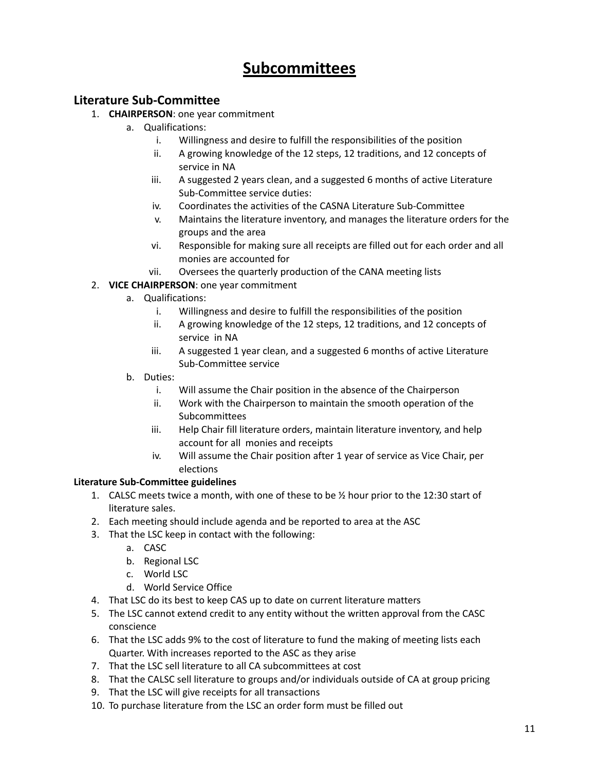# Subcommittees

## Literature Sub-Committee

1. **CHAIRPERSON**: one year commitment
   a. Qualifications:
      i. Willingness and desire to fulfill the responsibilities of the position
      ii. A growing knowledge of the 12 steps, 12 traditions, and 12 concepts of service in NA
      iii. A suggested 2 years clean, and a suggested 6 months of active Literature Sub-Committee service duties:
      iv. Coordinates the activities of the CASNA Literature Sub-Committee
      v. Maintains the literature inventory, and manages the literature orders for the groups and the area
      vi. Responsible for making sure all receipts are filled out for each order and all monies are accounted for
      vii. Oversees the quarterly production of the CANA meeting lists
2. **VICE CHAIRPERSON**: one year commitment
   a. Qualifications:
      i. Willingness and desire to fulfill the responsibilities of the position
      ii. A growing knowledge of the 12 steps, 12 traditions, and 12 concepts of service in NA
      iii. A suggested 1 year clean, and a suggested 6 months of active Literature Sub-Committee service
   b. Duties:
      i. Will assume the Chair position in the absence of the Chairperson
      ii. Work with the Chairperson to maintain the smooth operation of the Subcommittees
      iii. Help Chair fill literature orders, maintain literature inventory, and help account for all monies and receipts
      iv. Will assume the Chair position after 1 year of service as Vice Chair, per elections

**Literature Sub-Committee guidelines**

1. CALSC meets twice a month, with one of these to be ½ hour prior to the 12:30 start of literature sales.
2. Each meeting should include agenda and be reported to area at the ASC
3. That the LSC keep in contact with the following:
   a. CASC
   b. Regional LSC
   c. World LSC
   d. World Service Office
4. That LSC do its best to keep CAS up to date on current literature matters
5. The LSC cannot extend credit to any entity without the written approval from the CASC conscience
6. That the LSC adds 9% to the cost of literature to fund the making of meeting lists each Quarter. With increases reported to the ASC as they arise
7. That the LSC sell literature to all CA subcommittees at cost
8. That the CALSC sell literature to groups and/or individuals outside of CA at group pricing
9. That the LSC will give receipts for all transactions
10. To purchase literature from the LSC an order form must be filled out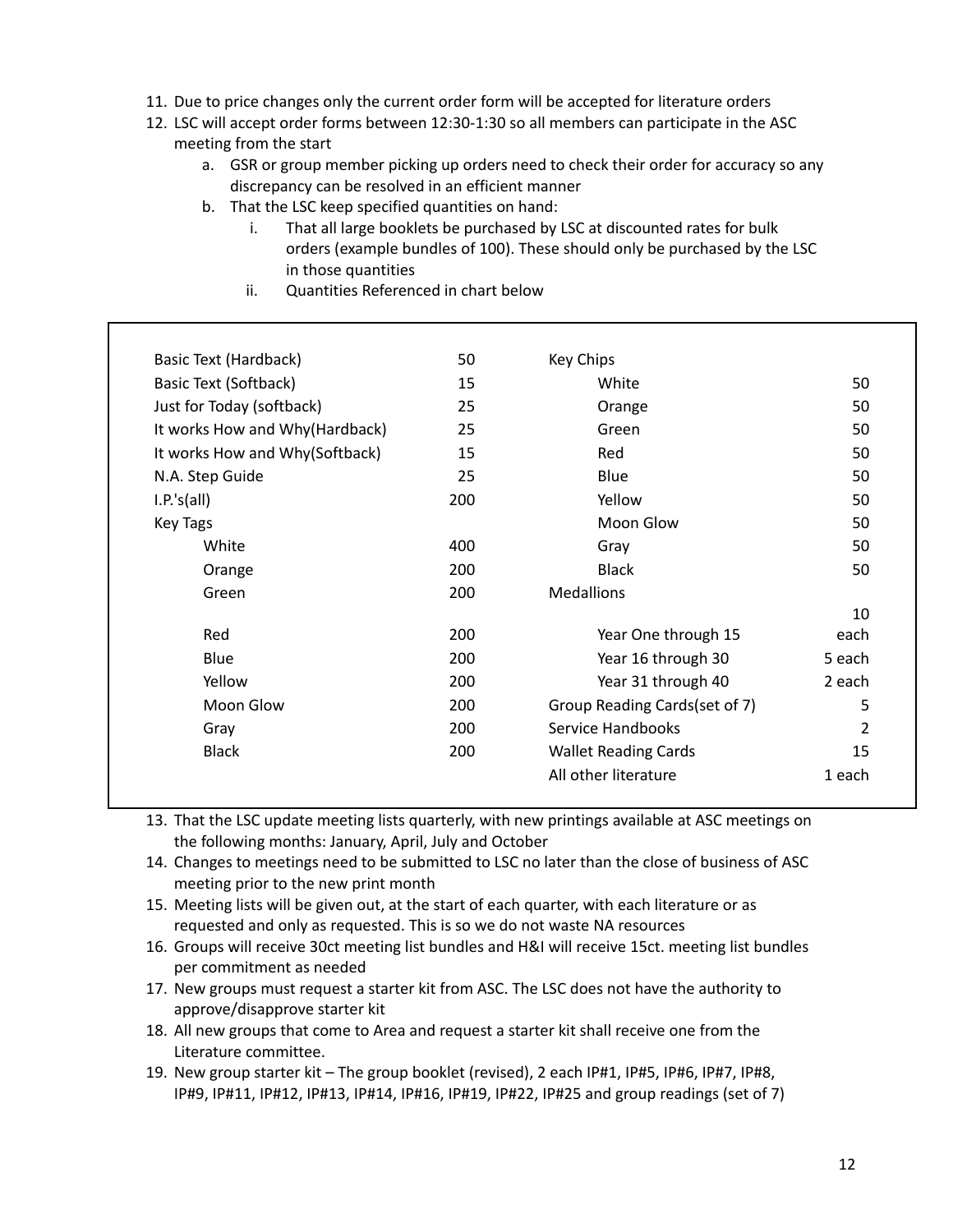11. Due to price changes only the current order form will be accepted for literature orders
12. LSC will accept order forms between 12:30-1:30 so all members can participate in the ASC meeting from the start
    a. GSR or group member picking up orders need to check their order for accuracy so any discrepancy can be resolved in an efficient manner
    b. That the LSC keep specified quantities on hand:
        i. That all large booklets be purchased by LSC at discounted rates for bulk orders (example bundles of 100). These should only be purchased by the LSC in those quantities
        ii. Quantities Referenced in chart below

| Item | Quantity | Item | Quantity |
|---|---|---|---|
| Basic Text (Hardback) | 50 | Key Chips | |
| Basic Text (Softback) | 15 | White | 50 |
| Just for Today (softback) | 25 | Orange | 50 |
| It works How and Why(Hardback) | 25 | Green | 50 |
| It works How and Why(Softback) | 15 | Red | 50 |
| N.A. Step Guide | 25 | Blue | 50 |
| I.P.'s(all) | 200 | Yellow | 50 |
| Key Tags | | Moon Glow | 50 |
| White | 400 | Gray | 50 |
| Orange | 200 | Black | 50 |
| Green | 200 | Medallions | |
| Red | 200 | Year One through 15 | 10 each |
| Blue | 200 | Year 16 through 30 | 5 each |
| Yellow | 200 | Year 31 through 40 | 2 each |
| Moon Glow | 200 | Group Reading Cards(set of 7) | 5 |
| Gray | 200 | Service Handbooks | 2 |
| Black | 200 | Wallet Reading Cards | 15 |
| | | All other literature | 1 each |

13. That the LSC update meeting lists quarterly, with new printings available at ASC meetings on the following months: January, April, July and October
14. Changes to meetings need to be submitted to LSC no later than the close of business of ASC meeting prior to the new print month
15. Meeting lists will be given out, at the start of each quarter, with each literature or as requested and only as requested. This is so we do not waste NA resources
16. Groups will receive 30ct meeting list bundles and H&I will receive 15ct. meeting list bundles per commitment as needed
17. New groups must request a starter kit from ASC. The LSC does not have the authority to approve/disapprove starter kit
18. All new groups that come to Area and request a starter kit shall receive one from the Literature committee.
19. New group starter kit – The group booklet (revised), 2 each IP#1, IP#5, IP#6, IP#7, IP#8, IP#9, IP#11, IP#12, IP#13, IP#14, IP#16, IP#19, IP#22, IP#25 and group readings (set of 7)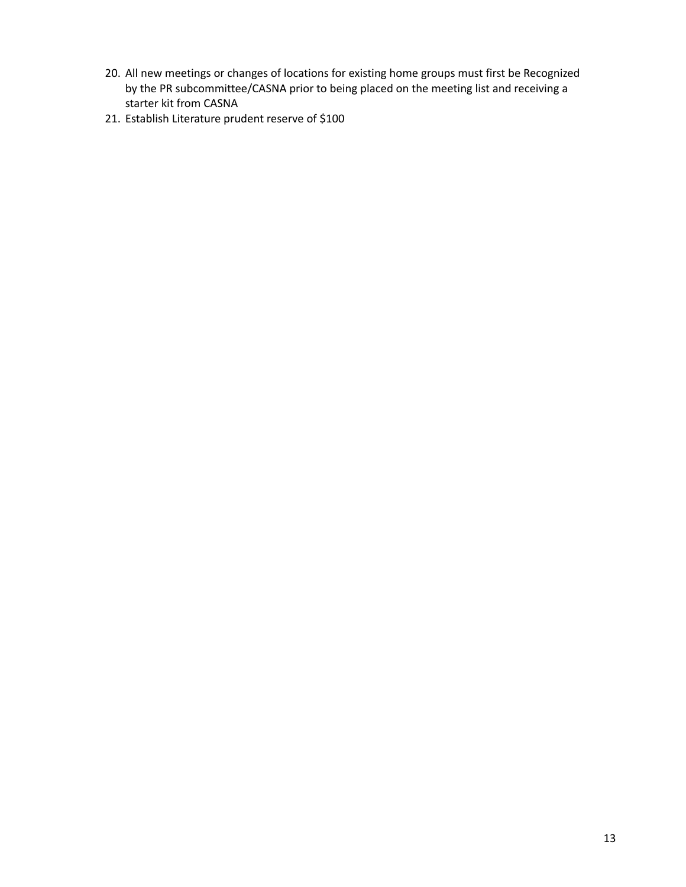20. All new meetings or changes of locations for existing home groups must first be Recognized by the PR subcommittee/CASNA prior to being placed on the meeting list and receiving a starter kit from CASNA
21. Establish Literature prudent reserve of $100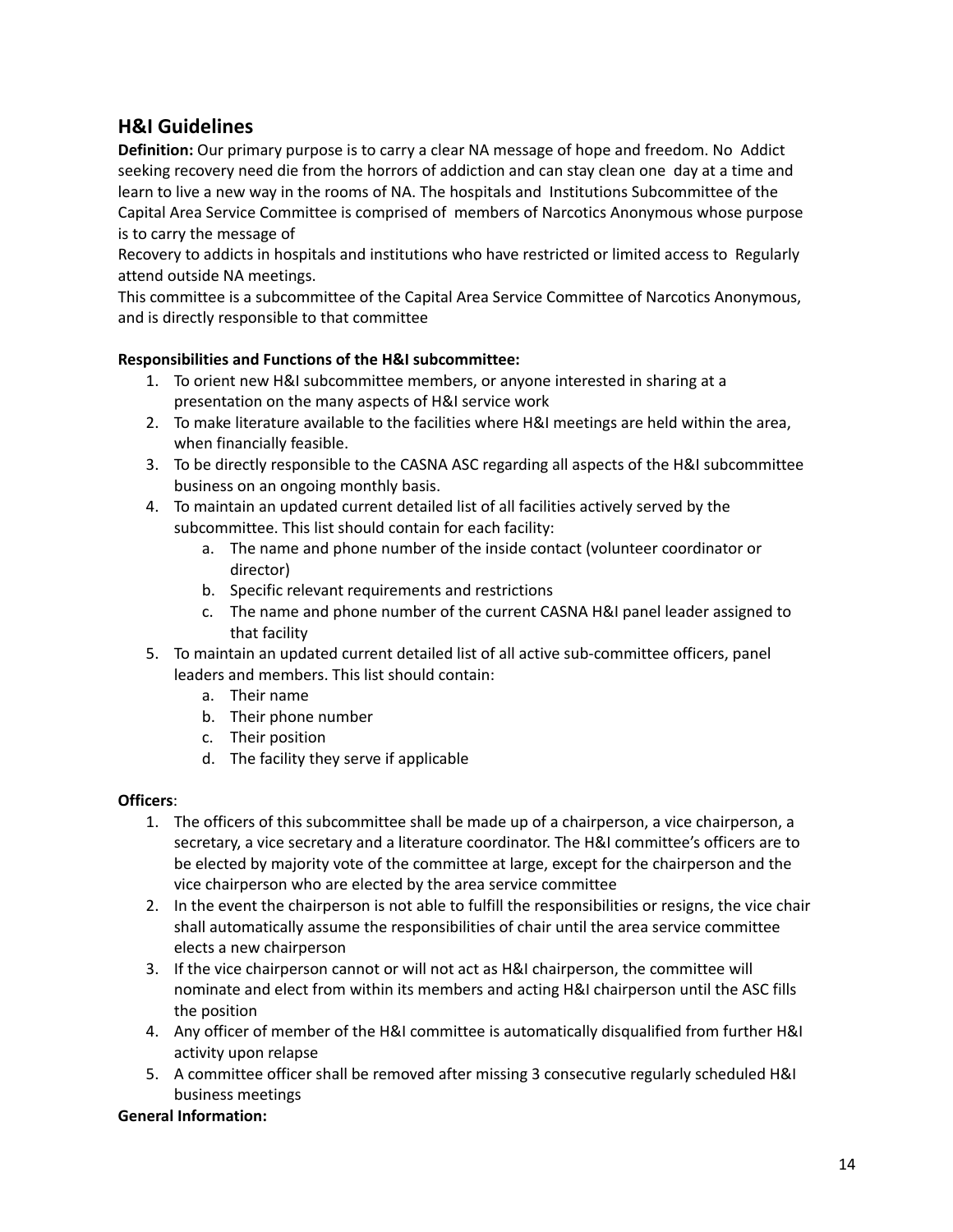## H&I Guidelines

**Definition:** Our primary purpose is to carry a clear NA message of hope and freedom. No Addict seeking recovery need die from the horrors of addiction and can stay clean one day at a time and learn to live a new way in the rooms of NA. The hospitals and Institutions Subcommittee of the Capital Area Service Committee is comprised of members of Narcotics Anonymous whose purpose is to carry the message of
Recovery to addicts in hospitals and institutions who have restricted or limited access to Regularly attend outside NA meetings.
This committee is a subcommittee of the Capital Area Service Committee of Narcotics Anonymous, and is directly responsible to that committee

**Responsibilities and Functions of the H&I subcommittee:**

1. To orient new H&I subcommittee members, or anyone interested in sharing at a presentation on the many aspects of H&I service work
2. To make literature available to the facilities where H&I meetings are held within the area, when financially feasible.
3. To be directly responsible to the CASNA ASC regarding all aspects of the H&I subcommittee business on an ongoing monthly basis.
4. To maintain an updated current detailed list of all facilities actively served by the subcommittee. This list should contain for each facility:
   a. The name and phone number of the inside contact (volunteer coordinator or director)
   b. Specific relevant requirements and restrictions
   c. The name and phone number of the current CASNA H&I panel leader assigned to that facility
5. To maintain an updated current detailed list of all active sub-committee officers, panel leaders and members. This list should contain:
   a. Their name
   b. Their phone number
   c. Their position
   d. The facility they serve if applicable

**Officers**:

1. The officers of this subcommittee shall be made up of a chairperson, a vice chairperson, a secretary, a vice secretary and a literature coordinator. The H&I committee's officers are to be elected by majority vote of the committee at large, except for the chairperson and the vice chairperson who are elected by the area service committee
2. In the event the chairperson is not able to fulfill the responsibilities or resigns, the vice chair shall automatically assume the responsibilities of chair until the area service committee elects a new chairperson
3. If the vice chairperson cannot or will not act as H&I chairperson, the committee will nominate and elect from within its members and acting H&I chairperson until the ASC fills the position
4. Any officer of member of the H&I committee is automatically disqualified from further H&I activity upon relapse
5. A committee officer shall be removed after missing 3 consecutive regularly scheduled H&I business meetings

**General Information:**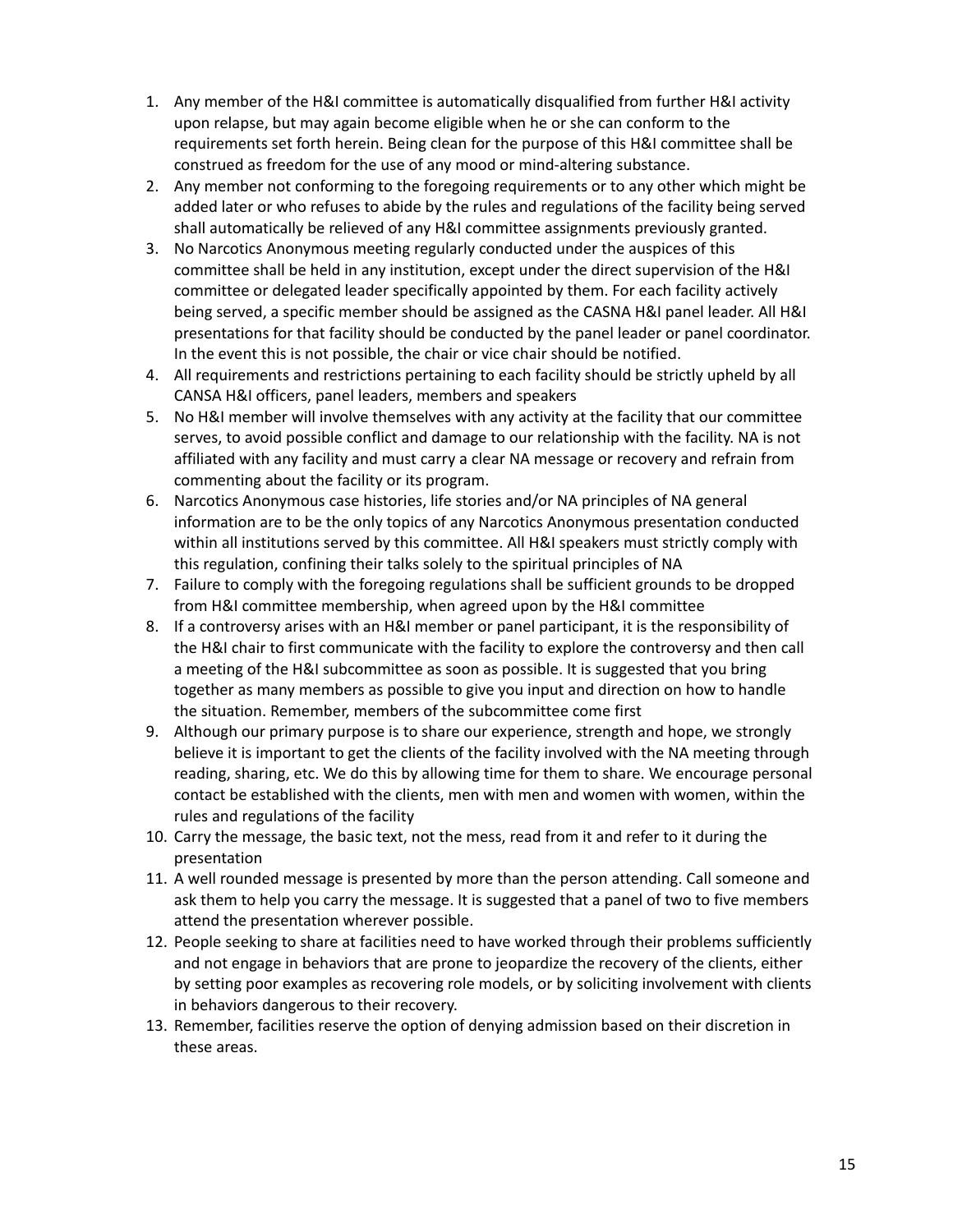1. Any member of the H&I committee is automatically disqualified from further H&I activity upon relapse, but may again become eligible when he or she can conform to the requirements set forth herein. Being clean for the purpose of this H&I committee shall be construed as freedom for the use of any mood or mind-altering substance.
2. Any member not conforming to the foregoing requirements or to any other which might be added later or who refuses to abide by the rules and regulations of the facility being served shall automatically be relieved of any H&I committee assignments previously granted.
3. No Narcotics Anonymous meeting regularly conducted under the auspices of this committee shall be held in any institution, except under the direct supervision of the H&I committee or delegated leader specifically appointed by them. For each facility actively being served, a specific member should be assigned as the CASNA H&I panel leader. All H&I presentations for that facility should be conducted by the panel leader or panel coordinator. In the event this is not possible, the chair or vice chair should be notified.
4. All requirements and restrictions pertaining to each facility should be strictly upheld by all CANSA H&I officers, panel leaders, members and speakers
5. No H&I member will involve themselves with any activity at the facility that our committee serves, to avoid possible conflict and damage to our relationship with the facility. NA is not affiliated with any facility and must carry a clear NA message or recovery and refrain from commenting about the facility or its program.
6. Narcotics Anonymous case histories, life stories and/or NA principles of NA general information are to be the only topics of any Narcotics Anonymous presentation conducted within all institutions served by this committee. All H&I speakers must strictly comply with this regulation, confining their talks solely to the spiritual principles of NA
7. Failure to comply with the foregoing regulations shall be sufficient grounds to be dropped from H&I committee membership, when agreed upon by the H&I committee
8. If a controversy arises with an H&I member or panel participant, it is the responsibility of the H&I chair to first communicate with the facility to explore the controversy and then call a meeting of the H&I subcommittee as soon as possible. It is suggested that you bring together as many members as possible to give you input and direction on how to handle the situation. Remember, members of the subcommittee come first
9. Although our primary purpose is to share our experience, strength and hope, we strongly believe it is important to get the clients of the facility involved with the NA meeting through reading, sharing, etc. We do this by allowing time for them to share. We encourage personal contact be established with the clients, men with men and women with women, within the rules and regulations of the facility
10. Carry the message, the basic text, not the mess, read from it and refer to it during the presentation
11. A well rounded message is presented by more than the person attending. Call someone and ask them to help you carry the message. It is suggested that a panel of two to five members attend the presentation wherever possible.
12. People seeking to share at facilities need to have worked through their problems sufficiently and not engage in behaviors that are prone to jeopardize the recovery of the clients, either by setting poor examples as recovering role models, or by soliciting involvement with clients in behaviors dangerous to their recovery.
13. Remember, facilities reserve the option of denying admission based on their discretion in these areas.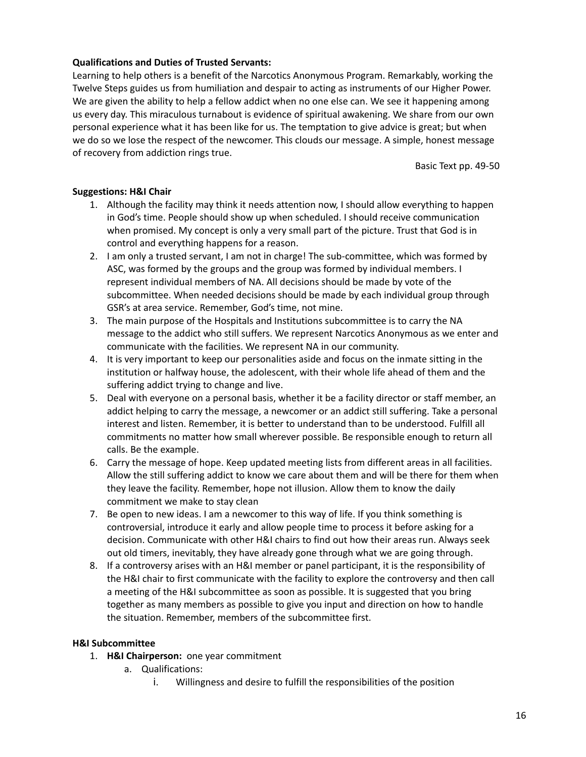**Qualifications and Duties of Trusted Servants:**

Learning to help others is a benefit of the Narcotics Anonymous Program. Remarkably, working the Twelve Steps guides us from humiliation and despair to acting as instruments of our Higher Power. We are given the ability to help a fellow addict when no one else can. We see it happening among us every day. This miraculous turnabout is evidence of spiritual awakening. We share from our own personal experience what it has been like for us. The temptation to give advice is great; but when we do so we lose the respect of the newcomer. This clouds our message. A simple, honest message of recovery from addiction rings true.

Basic Text pp. 49-50

**Suggestions: H&I Chair**

1. Although the facility may think it needs attention now, I should allow everything to happen in God's time. People should show up when scheduled. I should receive communication when promised. My concept is only a very small part of the picture. Trust that God is in control and everything happens for a reason.
2. I am only a trusted servant, I am not in charge! The sub-committee, which was formed by ASC, was formed by the groups and the group was formed by individual members. I represent individual members of NA. All decisions should be made by vote of the subcommittee. When needed decisions should be made by each individual group through GSR's at area service. Remember, God's time, not mine.
3. The main purpose of the Hospitals and Institutions subcommittee is to carry the NA message to the addict who still suffers. We represent Narcotics Anonymous as we enter and communicate with the facilities. We represent NA in our community.
4. It is very important to keep our personalities aside and focus on the inmate sitting in the institution or halfway house, the adolescent, with their whole life ahead of them and the suffering addict trying to change and live.
5. Deal with everyone on a personal basis, whether it be a facility director or staff member, an addict helping to carry the message, a newcomer or an addict still suffering. Take a personal interest and listen. Remember, it is better to understand than to be understood. Fulfill all commitments no matter how small wherever possible. Be responsible enough to return all calls. Be the example.
6. Carry the message of hope. Keep updated meeting lists from different areas in all facilities. Allow the still suffering addict to know we care about them and will be there for them when they leave the facility. Remember, hope not illusion. Allow them to know the daily commitment we make to stay clean
7. Be open to new ideas. I am a newcomer to this way of life. If you think something is controversial, introduce it early and allow people time to process it before asking for a decision. Communicate with other H&I chairs to find out how their areas run. Always seek out old timers, inevitably, they have already gone through what we are going through.
8. If a controversy arises with an H&I member or panel participant, it is the responsibility of the H&I chair to first communicate with the facility to explore the controversy and then call a meeting of the H&I subcommittee as soon as possible. It is suggested that you bring together as many members as possible to give you input and direction on how to handle the situation. Remember, members of the subcommittee first.

**H&I Subcommittee**

1. **H&I Chairperson:** one year commitment
   a. Qualifications:
      i. Willingness and desire to fulfill the responsibilities of the position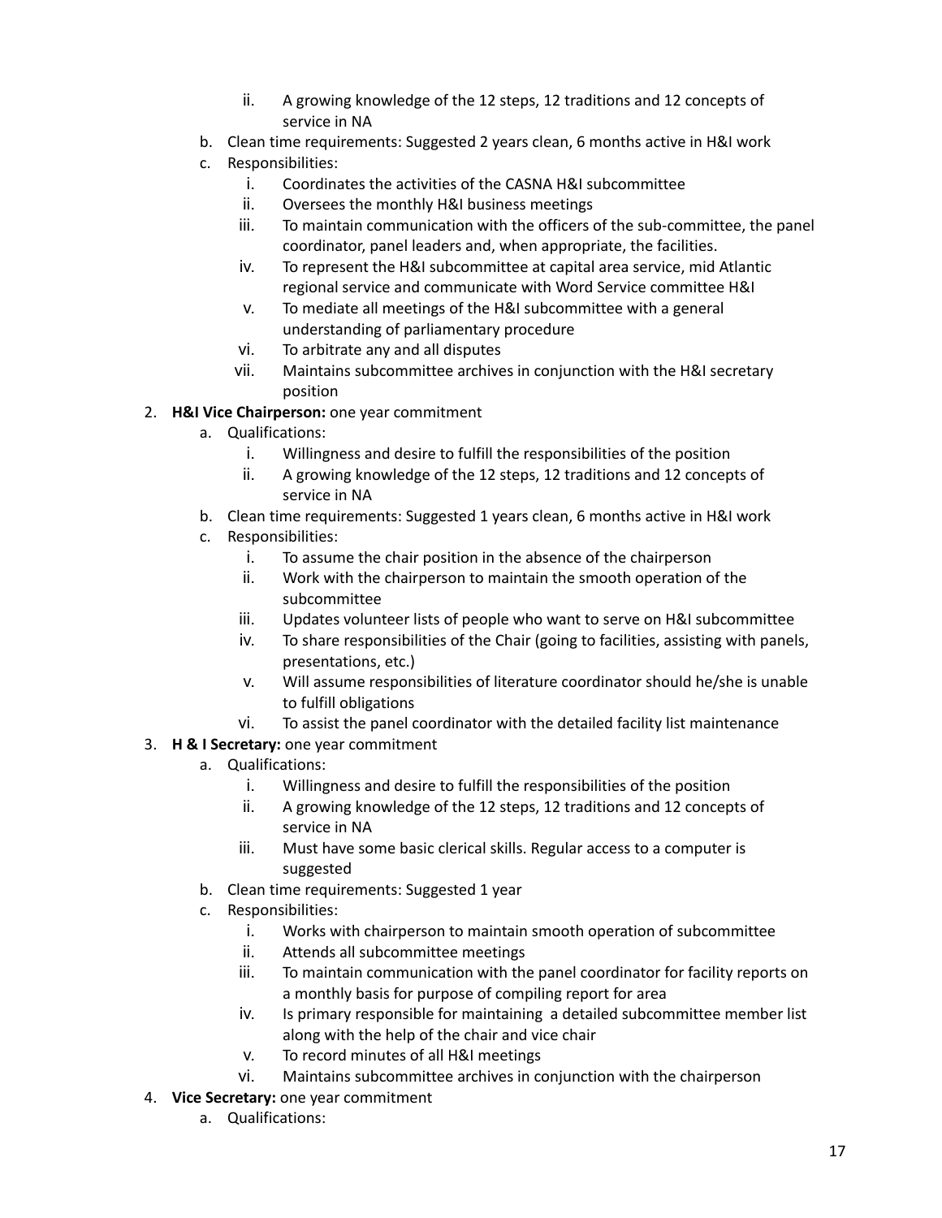ii. A growing knowledge of the 12 steps, 12 traditions and 12 concepts of service in NA
   b. Clean time requirements: Suggested 2 years clean, 6 months active in H&I work
   c. Responsibilities:
      i. Coordinates the activities of the CASNA H&I subcommittee
      ii. Oversees the monthly H&I business meetings
      iii. To maintain communication with the officers of the sub-committee, the panel coordinator, panel leaders and, when appropriate, the facilities.
      iv. To represent the H&I subcommittee at capital area service, mid Atlantic regional service and communicate with Word Service committee H&I
      v. To mediate all meetings of the H&I subcommittee with a general understanding of parliamentary procedure
      vi. To arbitrate any and all disputes
      vii. Maintains subcommittee archives in conjunction with the H&I secretary position

2. **H&I Vice Chairperson:** one year commitment
   a. Qualifications:
      i. Willingness and desire to fulfill the responsibilities of the position
      ii. A growing knowledge of the 12 steps, 12 traditions and 12 concepts of service in NA
   b. Clean time requirements: Suggested 1 years clean, 6 months active in H&I work
   c. Responsibilities:
      i. To assume the chair position in the absence of the chairperson
      ii. Work with the chairperson to maintain the smooth operation of the subcommittee
      iii. Updates volunteer lists of people who want to serve on H&I subcommittee
      iv. To share responsibilities of the Chair (going to facilities, assisting with panels, presentations, etc.)
      v. Will assume responsibilities of literature coordinator should he/she is unable to fulfill obligations
      vi. To assist the panel coordinator with the detailed facility list maintenance

3. **H & I Secretary:** one year commitment
   a. Qualifications:
      i. Willingness and desire to fulfill the responsibilities of the position
      ii. A growing knowledge of the 12 steps, 12 traditions and 12 concepts of service in NA
      iii. Must have some basic clerical skills. Regular access to a computer is suggested
   b. Clean time requirements: Suggested 1 year
   c. Responsibilities:
      i. Works with chairperson to maintain smooth operation of subcommittee
      ii. Attends all subcommittee meetings
      iii. To maintain communication with the panel coordinator for facility reports on a monthly basis for purpose of compiling report for area
      iv. Is primary responsible for maintaining a detailed subcommittee member list along with the help of the chair and vice chair
      v. To record minutes of all H&I meetings
      vi. Maintains subcommittee archives in conjunction with the chairperson

4. **Vice Secretary:** one year commitment
   a. Qualifications: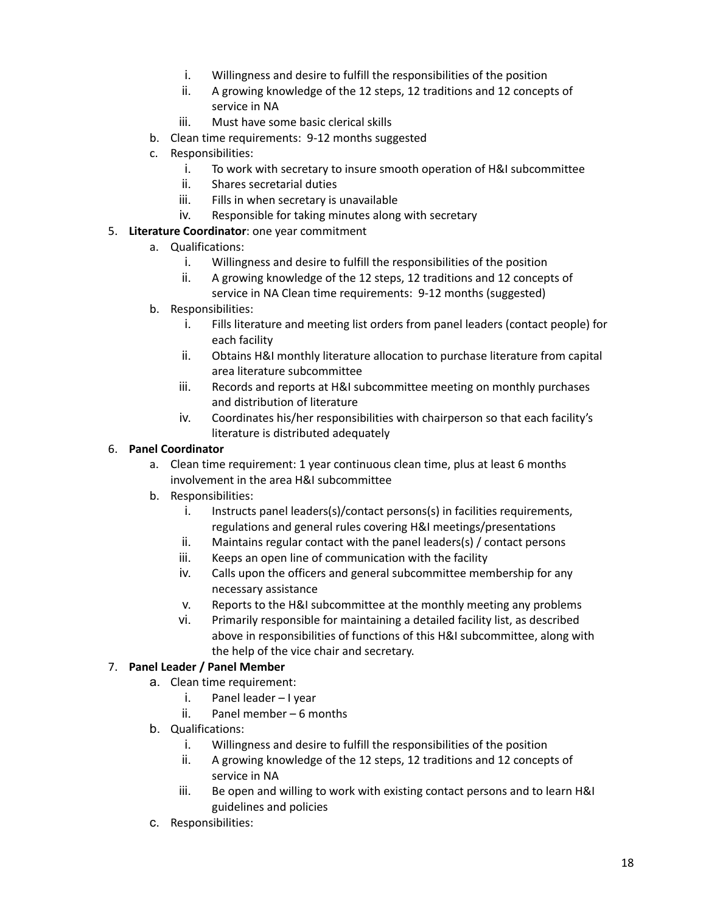- i. Willingness and desire to fulfill the responsibilities of the position
   - ii. A growing knowledge of the 12 steps, 12 traditions and 12 concepts of service in NA
   - iii. Must have some basic clerical skills
- b. Clean time requirements: 9-12 months suggested
- c. Responsibilities:
   - i. To work with secretary to insure smooth operation of H&I subcommittee
   - ii. Shares secretarial duties
   - iii. Fills in when secretary is unavailable
   - iv. Responsible for taking minutes along with secretary

5. **Literature Coordinator**: one year commitment
   - a. Qualifications:
      - i. Willingness and desire to fulfill the responsibilities of the position
      - ii. A growing knowledge of the 12 steps, 12 traditions and 12 concepts of service in NA Clean time requirements: 9-12 months (suggested)
   - b. Responsibilities:
      - i. Fills literature and meeting list orders from panel leaders (contact people) for each facility
      - ii. Obtains H&I monthly literature allocation to purchase literature from capital area literature subcommittee
      - iii. Records and reports at H&I subcommittee meeting on monthly purchases and distribution of literature
      - iv. Coordinates his/her responsibilities with chairperson so that each facility's literature is distributed adequately
6. **Panel Coordinator**
   - a. Clean time requirement: 1 year continuous clean time, plus at least 6 months involvement in the area H&I subcommittee
   - b. Responsibilities:
      - i. Instructs panel leaders(s)/contact persons(s) in facilities requirements, regulations and general rules covering H&I meetings/presentations
      - ii. Maintains regular contact with the panel leaders(s) / contact persons
      - iii. Keeps an open line of communication with the facility
      - iv. Calls upon the officers and general subcommittee membership for any necessary assistance
      - v. Reports to the H&I subcommittee at the monthly meeting any problems
      - vi. Primarily responsible for maintaining a detailed facility list, as described above in responsibilities of functions of this H&I subcommittee, along with the help of the vice chair and secretary.
7. **Panel Leader / Panel Member**
   - a. Clean time requirement:
      - i. Panel leader – I year
      - ii. Panel member – 6 months
   - b. Qualifications:
      - i. Willingness and desire to fulfill the responsibilities of the position
      - ii. A growing knowledge of the 12 steps, 12 traditions and 12 concepts of service in NA
      - iii. Be open and willing to work with existing contact persons and to learn H&I guidelines and policies
   - c. Responsibilities: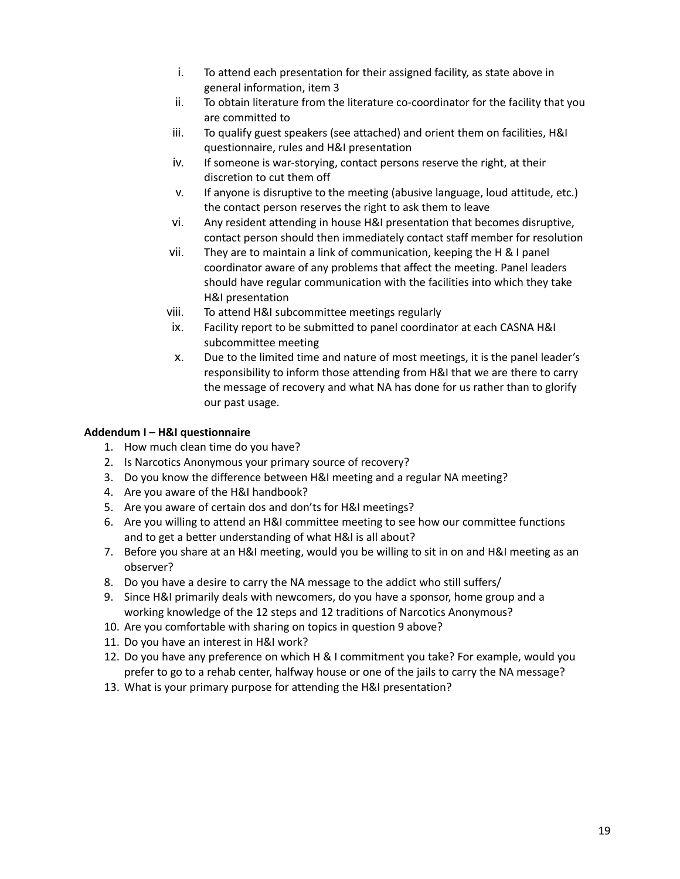i. To attend each presentation for their assigned facility, as state above in general information, item 3
ii. To obtain literature from the literature co-coordinator for the facility that you are committed to
iii. To qualify guest speakers (see attached) and orient them on facilities, H&I questionnaire, rules and H&I presentation
iv. If someone is war-storying, contact persons reserve the right, at their discretion to cut them off
v. If anyone is disruptive to the meeting (abusive language, loud attitude, etc.) the contact person reserves the right to ask them to leave
vi. Any resident attending in house H&I presentation that becomes disruptive, contact person should then immediately contact staff member for resolution
vii. They are to maintain a link of communication, keeping the H & I panel coordinator aware of any problems that affect the meeting. Panel leaders should have regular communication with the facilities into which they take H&I presentation
viii. To attend H&I subcommittee meetings regularly
ix. Facility report to be submitted to panel coordinator at each CASNA H&I subcommittee meeting
x. Due to the limited time and nature of most meetings, it is the panel leader's responsibility to inform those attending from H&I that we are there to carry the message of recovery and what NA has done for us rather than to glorify our past usage.

**Addendum I – H&I questionnaire**

1. How much clean time do you have?
2. Is Narcotics Anonymous your primary source of recovery?
3. Do you know the difference between H&I meeting and a regular NA meeting?
4. Are you aware of the H&I handbook?
5. Are you aware of certain dos and don'ts for H&I meetings?
6. Are you willing to attend an H&I committee meeting to see how our committee functions and to get a better understanding of what H&I is all about?
7. Before you share at an H&I meeting, would you be willing to sit in on and H&I meeting as an observer?
8. Do you have a desire to carry the NA message to the addict who still suffers/
9. Since H&I primarily deals with newcomers, do you have a sponsor, home group and a working knowledge of the 12 steps and 12 traditions of Narcotics Anonymous?
10. Are you comfortable with sharing on topics in question 9 above?
11. Do you have an interest in H&I work?
12. Do you have any preference on which H & I commitment you take? For example, would you prefer to go to a rehab center, halfway house or one of the jails to carry the NA message?
13. What is your primary purpose for attending the H&I presentation?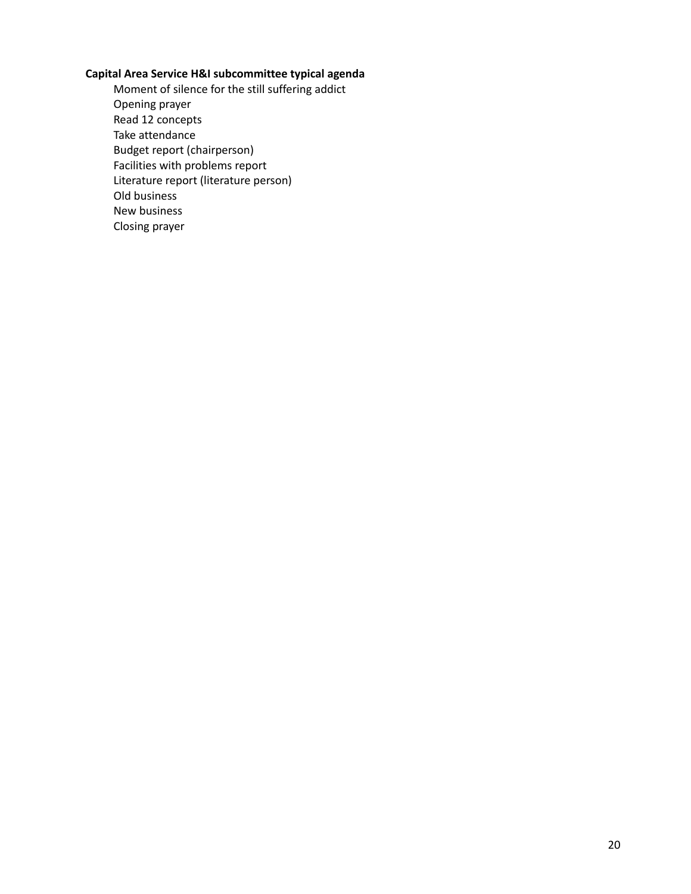**Capital Area Service H&I subcommittee typical agenda**

- Moment of silence for the still suffering addict
- Opening prayer
- Read 12 concepts
- Take attendance
- Budget report (chairperson)
- Facilities with problems report
- Literature report (literature person)
- Old business
- New business
- Closing prayer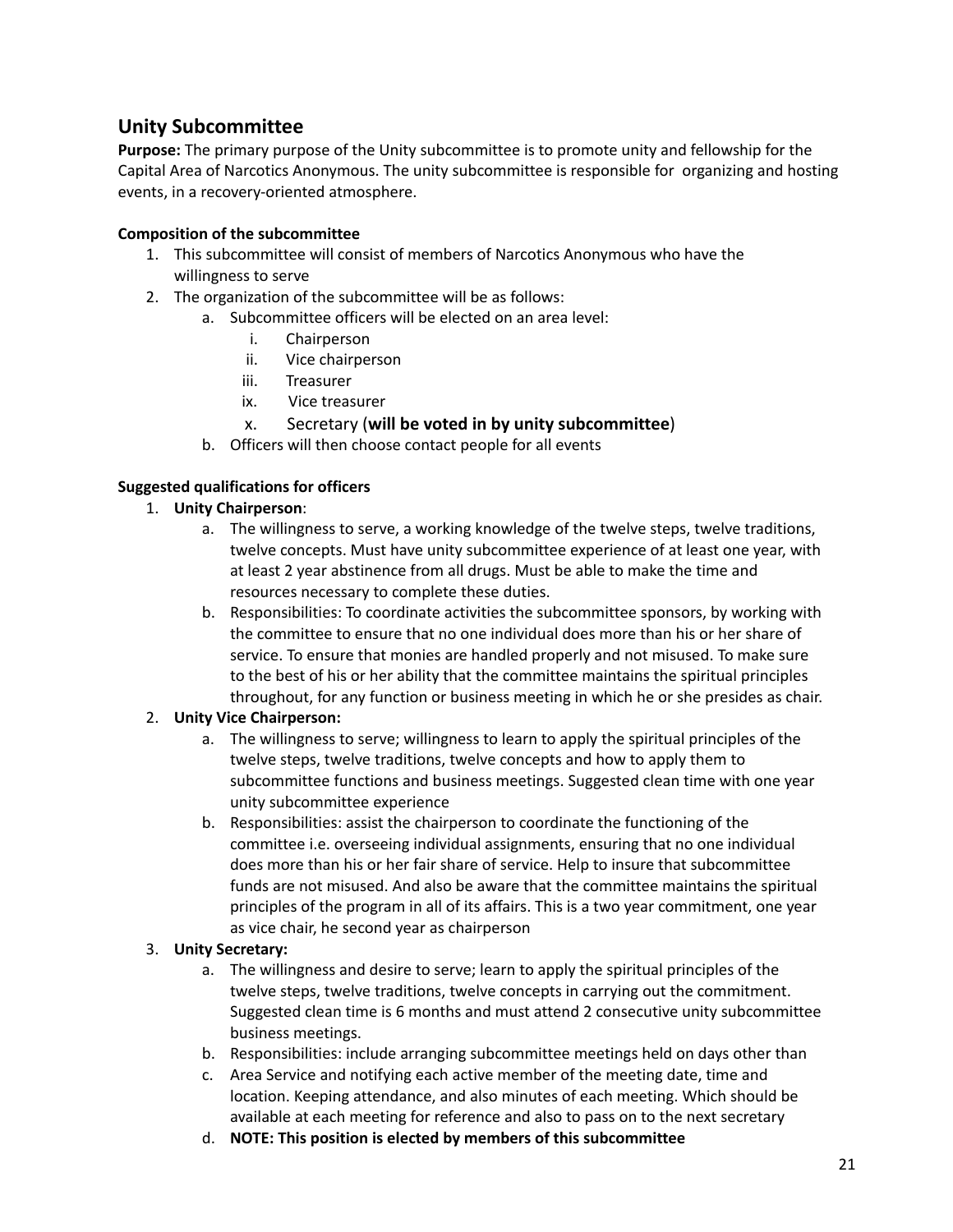## Unity Subcommittee

**Purpose:** The primary purpose of the Unity subcommittee is to promote unity and fellowship for the Capital Area of Narcotics Anonymous. The unity subcommittee is responsible for organizing and hosting events, in a recovery-oriented atmosphere.

**Composition of the subcommittee**

1. This subcommittee will consist of members of Narcotics Anonymous who have the willingness to serve
2. The organization of the subcommittee will be as follows:
   a. Subcommittee officers will be elected on an area level:
      i. Chairperson
      ii. Vice chairperson
      iii. Treasurer
      ix. Vice treasurer
      x. Secretary (**will be voted in by unity subcommittee**)
   b. Officers will then choose contact people for all events

**Suggested qualifications for officers**

1. **Unity Chairperson**:
   a. The willingness to serve, a working knowledge of the twelve steps, twelve traditions, twelve concepts. Must have unity subcommittee experience of at least one year, with at least 2 year abstinence from all drugs. Must be able to make the time and resources necessary to complete these duties.
   b. Responsibilities: To coordinate activities the subcommittee sponsors, by working with the committee to ensure that no one individual does more than his or her share of service. To ensure that monies are handled properly and not misused. To make sure to the best of his or her ability that the committee maintains the spiritual principles throughout, for any function or business meeting in which he or she presides as chair.
2. **Unity Vice Chairperson:**
   a. The willingness to serve; willingness to learn to apply the spiritual principles of the twelve steps, twelve traditions, twelve concepts and how to apply them to subcommittee functions and business meetings. Suggested clean time with one year unity subcommittee experience
   b. Responsibilities: assist the chairperson to coordinate the functioning of the committee i.e. overseeing individual assignments, ensuring that no one individual does more than his or her fair share of service. Help to insure that subcommittee funds are not misused. And also be aware that the committee maintains the spiritual principles of the program in all of its affairs. This is a two year commitment, one year as vice chair, he second year as chairperson
3. **Unity Secretary:**
   a. The willingness and desire to serve; learn to apply the spiritual principles of the twelve steps, twelve traditions, twelve concepts in carrying out the commitment. Suggested clean time is 6 months and must attend 2 consecutive unity subcommittee business meetings.
   b. Responsibilities: include arranging subcommittee meetings held on days other than
   c. Area Service and notifying each active member of the meeting date, time and location. Keeping attendance, and also minutes of each meeting. Which should be available at each meeting for reference and also to pass on to the next secretary
   d. **NOTE: This position is elected by members of this subcommittee**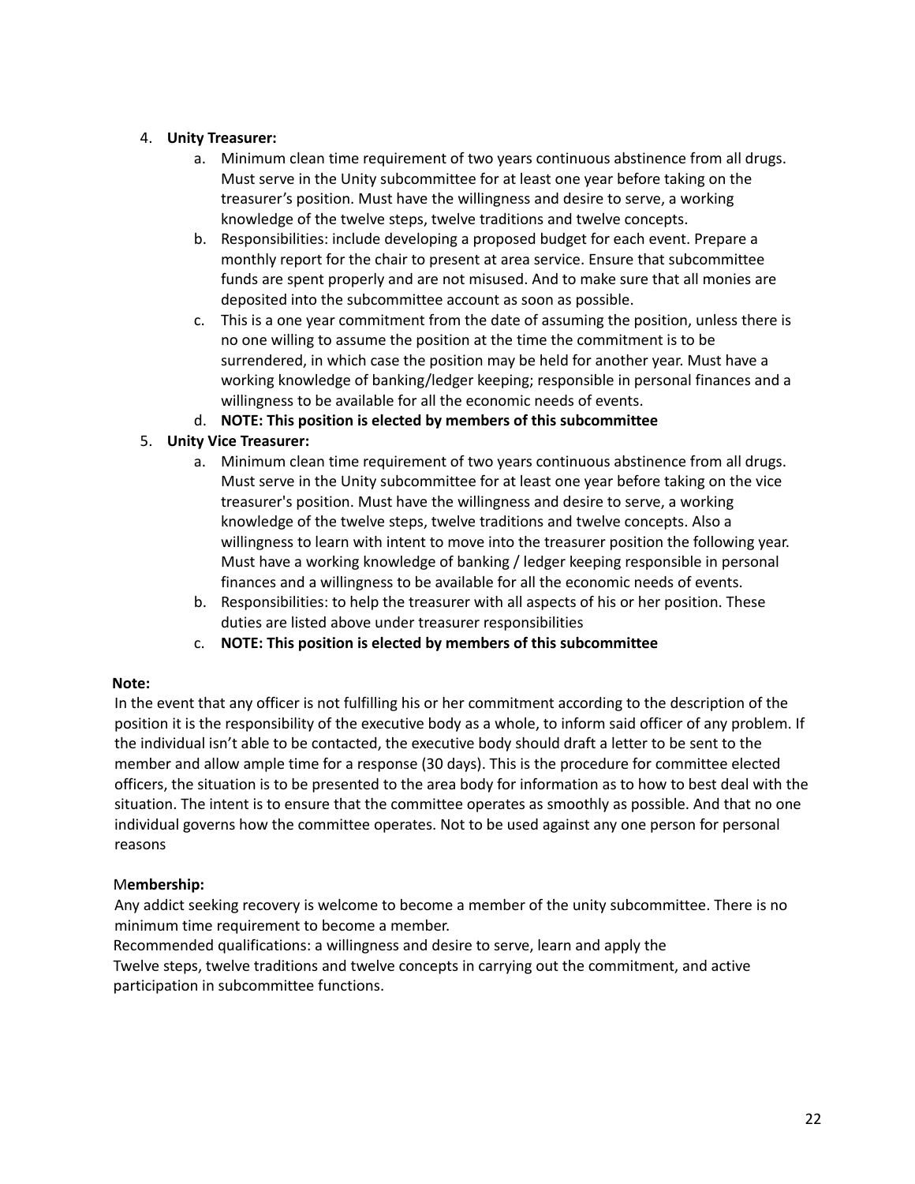4. **Unity Treasurer:**
    a. Minimum clean time requirement of two years continuous abstinence from all drugs. Must serve in the Unity subcommittee for at least one year before taking on the treasurer's position. Must have the willingness and desire to serve, a working knowledge of the twelve steps, twelve traditions and twelve concepts.
    b. Responsibilities: include developing a proposed budget for each event. Prepare a monthly report for the chair to present at area service. Ensure that subcommittee funds are spent properly and are not misused. And to make sure that all monies are deposited into the subcommittee account as soon as possible.
    c. This is a one year commitment from the date of assuming the position, unless there is no one willing to assume the position at the time the commitment is to be surrendered, in which case the position may be held for another year. Must have a working knowledge of banking/ledger keeping; responsible in personal finances and a willingness to be available for all the economic needs of events.
    d. **NOTE: This position is elected by members of this subcommittee**
5. **Unity Vice Treasurer:**
    a. Minimum clean time requirement of two years continuous abstinence from all drugs. Must serve in the Unity subcommittee for at least one year before taking on the vice treasurer's position. Must have the willingness and desire to serve, a working knowledge of the twelve steps, twelve traditions and twelve concepts. Also a willingness to learn with intent to move into the treasurer position the following year. Must have a working knowledge of banking / ledger keeping responsible in personal finances and a willingness to be available for all the economic needs of events.
    b. Responsibilities: to help the treasurer with all aspects of his or her position. These duties are listed above under treasurer responsibilities
    c. **NOTE: This position is elected by members of this subcommittee**

**Note:**
In the event that any officer is not fulfilling his or her commitment according to the description of the position it is the responsibility of the executive body as a whole, to inform said officer of any problem. If the individual isn't able to be contacted, the executive body should draft a letter to be sent to the member and allow ample time for a response (30 days). This is the procedure for committee elected officers, the situation is to be presented to the area body for information as to how to best deal with the situation. The intent is to ensure that the committee operates as smoothly as possible. And that no one individual governs how the committee operates. Not to be used against any one person for personal reasons

M**embership:**
Any addict seeking recovery is welcome to become a member of the unity subcommittee. There is no minimum time requirement to become a member.
Recommended qualifications: a willingness and desire to serve, learn and apply the Twelve steps, twelve traditions and twelve concepts in carrying out the commitment, and active participation in subcommittee functions.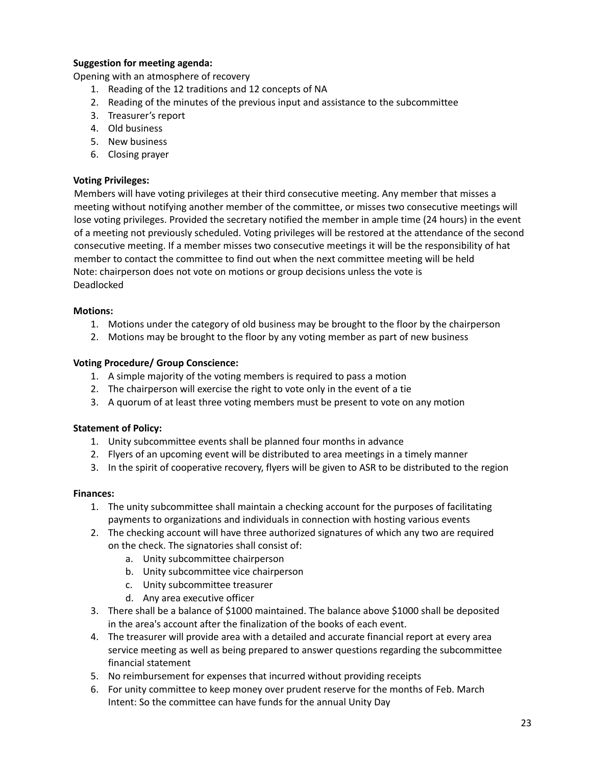**Suggestion for meeting agenda:**

Opening with an atmosphere of recovery

1. Reading of the 12 traditions and 12 concepts of NA
2. Reading of the minutes of the previous input and assistance to the subcommittee
3. Treasurer's report
4. Old business
5. New business
6. Closing prayer

**Voting Privileges:**

Members will have voting privileges at their third consecutive meeting. Any member that misses a meeting without notifying another member of the committee, or misses two consecutive meetings will lose voting privileges. Provided the secretary notified the member in ample time (24 hours) in the event of a meeting not previously scheduled. Voting privileges will be restored at the attendance of the second consecutive meeting. If a member misses two consecutive meetings it will be the responsibility of hat member to contact the committee to find out when the next committee meeting will be held
Note: chairperson does not vote on motions or group decisions unless the vote is
Deadlocked

**Motions:**

1. Motions under the category of old business may be brought to the floor by the chairperson
2. Motions may be brought to the floor by any voting member as part of new business

**Voting Procedure/ Group Conscience:**

1. A simple majority of the voting members is required to pass a motion
2. The chairperson will exercise the right to vote only in the event of a tie
3. A quorum of at least three voting members must be present to vote on any motion

**Statement of Policy:**

1. Unity subcommittee events shall be planned four months in advance
2. Flyers of an upcoming event will be distributed to area meetings in a timely manner
3. In the spirit of cooperative recovery, flyers will be given to ASR to be distributed to the region

**Finances:**

1. The unity subcommittee shall maintain a checking account for the purposes of facilitating payments to organizations and individuals in connection with hosting various events
2. The checking account will have three authorized signatures of which any two are required on the check. The signatories shall consist of:
   a. Unity subcommittee chairperson
   b. Unity subcommittee vice chairperson
   c. Unity subcommittee treasurer
   d. Any area executive officer
3. There shall be a balance of $1000 maintained. The balance above $1000 shall be deposited in the area's account after the finalization of the books of each event.
4. The treasurer will provide area with a detailed and accurate financial report at every area service meeting as well as being prepared to answer questions regarding the subcommittee financial statement
5. No reimbursement for expenses that incurred without providing receipts
6. For unity committee to keep money over prudent reserve for the months of Feb. March
   Intent: So the committee can have funds for the annual Unity Day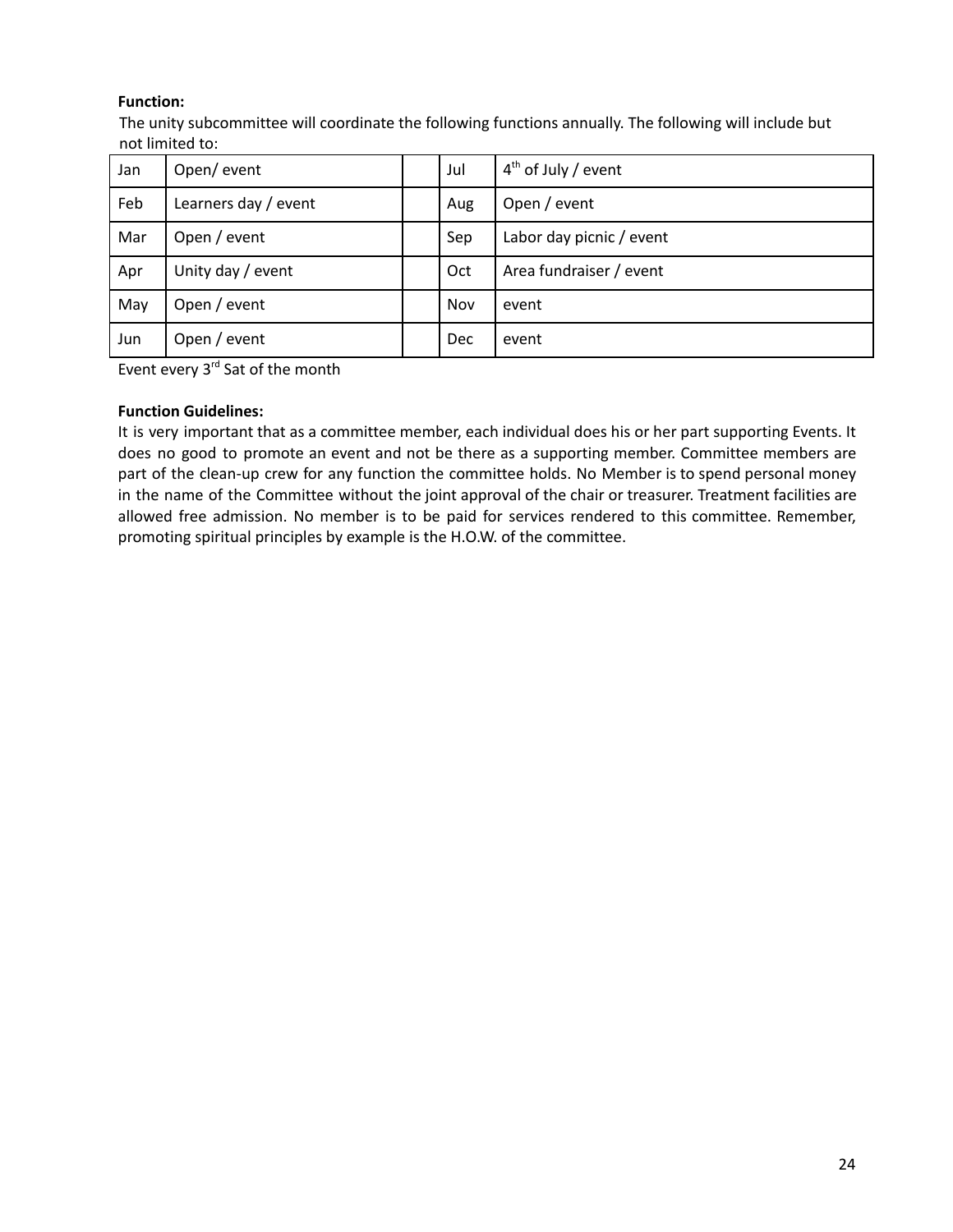**Function:**

The unity subcommittee will coordinate the following functions annually. The following will include but not limited to:

| Jan | Open/ event | | Jul | 4th of July / event |
|---|---|---|---|---|
| Feb | Learners day / event | | Aug | Open / event |
| Mar | Open / event | | Sep | Labor day picnic / event |
| Apr | Unity day / event | | Oct | Area fundraiser / event |
| May | Open / event | | Nov | event |
| Jun | Open / event | | Dec | event |

Event every 3rd Sat of the month

**Function Guidelines:**

It is very important that as a committee member, each individual does his or her part supporting Events. It does no good to promote an event and not be there as a supporting member. Committee members are part of the clean-up crew for any function the committee holds. No Member is to spend personal money in the name of the Committee without the joint approval of the chair or treasurer. Treatment facilities are allowed free admission. No member is to be paid for services rendered to this committee. Remember, promoting spiritual principles by example is the H.O.W. of the committee.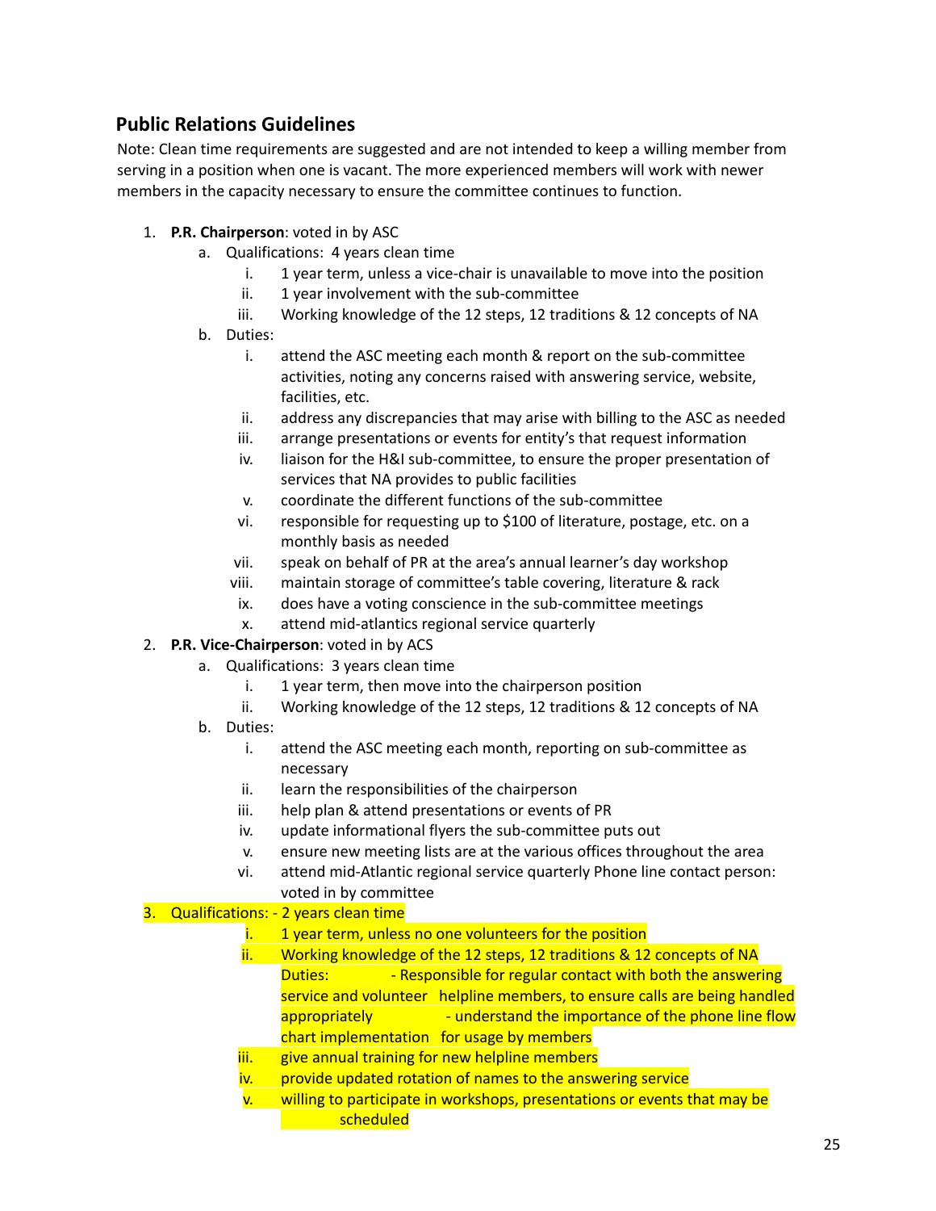## Public Relations Guidelines

Note: Clean time requirements are suggested and are not intended to keep a willing member from serving in a position when one is vacant. The more experienced members will work with newer members in the capacity necessary to ensure the committee continues to function.

1. **P.R. Chairperson**: voted in by ASC
   a. Qualifications: 4 years clean time
      i. 1 year term, unless a vice-chair is unavailable to move into the position
      ii. 1 year involvement with the sub-committee
      iii. Working knowledge of the 12 steps, 12 traditions & 12 concepts of NA
   b. Duties:
      i. attend the ASC meeting each month & report on the sub-committee activities, noting any concerns raised with answering service, website, facilities, etc.
      ii. address any discrepancies that may arise with billing to the ASC as needed
      iii. arrange presentations or events for entity's that request information
      iv. liaison for the H&I sub-committee, to ensure the proper presentation of services that NA provides to public facilities
      v. coordinate the different functions of the sub-committee
      vi. responsible for requesting up to $100 of literature, postage, etc. on a monthly basis as needed
      vii. speak on behalf of PR at the area's annual learner's day workshop
      viii. maintain storage of committee's table covering, literature & rack
      ix. does have a voting conscience in the sub-committee meetings
      x. attend mid-atlantics regional service quarterly
2. **P.R. Vice-Chairperson**: voted in by ACS
   a. Qualifications: 3 years clean time
      i. 1 year term, then move into the chairperson position
      ii. Working knowledge of the 12 steps, 12 traditions & 12 concepts of NA
   b. Duties:
      i. attend the ASC meeting each month, reporting on sub-committee as necessary
      ii. learn the responsibilities of the chairperson
      iii. help plan & attend presentations or events of PR
      iv. update informational flyers the sub-committee puts out
      v. ensure new meeting lists are at the various offices throughout the area
      vi. attend mid-Atlantic regional service quarterly Phone line contact person: voted in by committee
3. Qualifications: - 2 years clean time
      i. 1 year term, unless no one volunteers for the position
      ii. Working knowledge of the 12 steps, 12 traditions & 12 concepts of NA Duties: - Responsible for regular contact with both the answering service and volunteer helpline members, to ensure calls are being handled appropriately - understand the importance of the phone line flow chart implementation for usage by members
      iii. give annual training for new helpline members
      iv. provide updated rotation of names to the answering service
      v. willing to participate in workshops, presentations or events that may be scheduled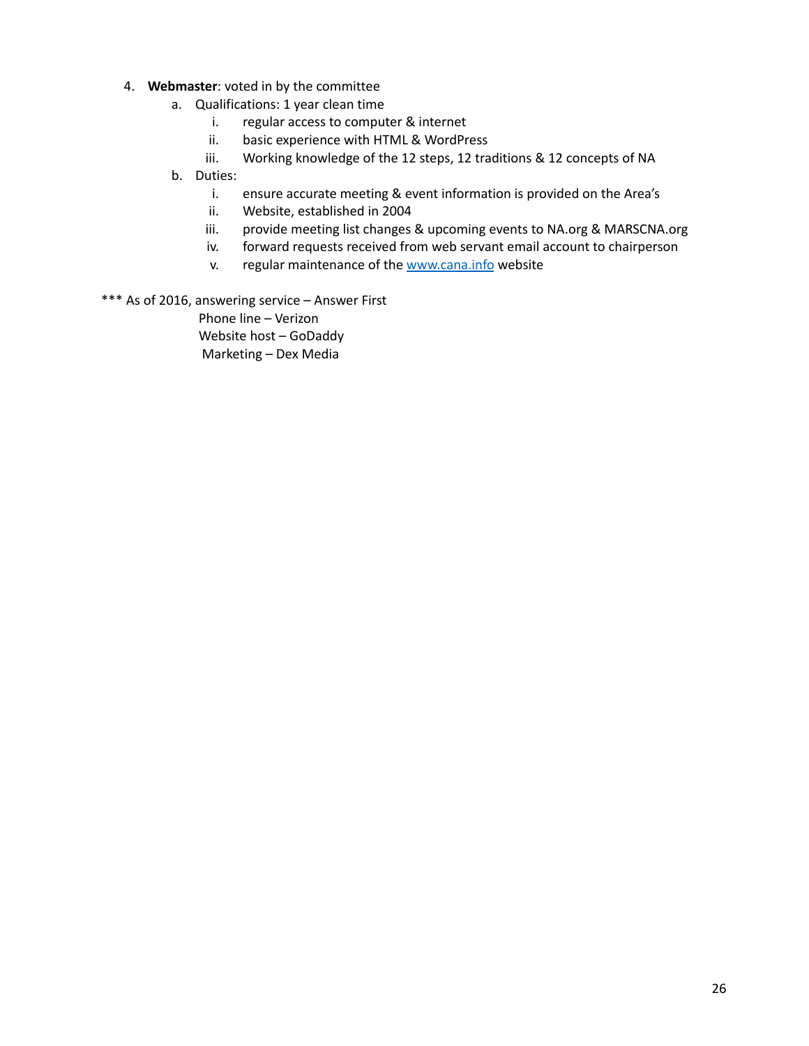4. **Webmaster**: voted in by the committee
    a. Qualifications: 1 year clean time
        i. regular access to computer & internet
        ii. basic experience with HTML & WordPress
        iii. Working knowledge of the 12 steps, 12 traditions & 12 concepts of NA
    b. Duties:
        i. ensure accurate meeting & event information is provided on the Area's
        ii. Website, established in 2004
        iii. provide meeting list changes & upcoming events to NA.org & MARSCNA.org
        iv. forward requests received from web servant email account to chairperson
        v. regular maintenance of the [www.cana.info](http://www.cana.info) website

*** As of 2016, answering service – Answer First
Phone line – Verizon
Website host – GoDaddy
Marketing – Dex Media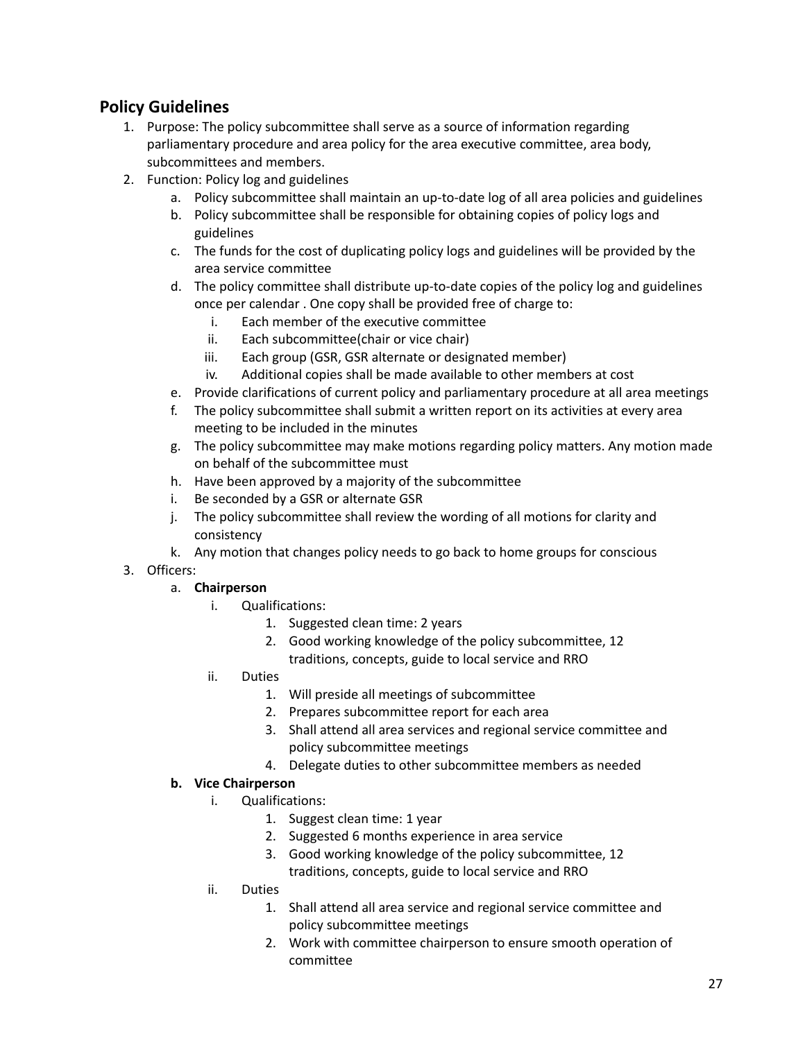## Policy Guidelines

1. Purpose: The policy subcommittee shall serve as a source of information regarding parliamentary procedure and area policy for the area executive committee, area body, subcommittees and members.
2. Function: Policy log and guidelines
    a. Policy subcommittee shall maintain an up-to-date log of all area policies and guidelines
    b. Policy subcommittee shall be responsible for obtaining copies of policy logs and guidelines
    c. The funds for the cost of duplicating policy logs and guidelines will be provided by the area service committee
    d. The policy committee shall distribute up-to-date copies of the policy log and guidelines once per calendar . One copy shall be provided free of charge to:
        i. Each member of the executive committee
        ii. Each subcommittee(chair or vice chair)
        iii. Each group (GSR, GSR alternate or designated member)
        iv. Additional copies shall be made available to other members at cost
    e. Provide clarifications of current policy and parliamentary procedure at all area meetings
    f. The policy subcommittee shall submit a written report on its activities at every area meeting to be included in the minutes
    g. The policy subcommittee may make motions regarding policy matters. Any motion made on behalf of the subcommittee must
    h. Have been approved by a majority of the subcommittee
    i. Be seconded by a GSR or alternate GSR
    j. The policy subcommittee shall review the wording of all motions for clarity and consistency
    k. Any motion that changes policy needs to go back to home groups for conscious
3. Officers:
    a. **Chairperson**
        i. Qualifications:
            1. Suggested clean time: 2 years
            2. Good working knowledge of the policy subcommittee, 12 traditions, concepts, guide to local service and RRO
        ii. Duties
            1. Will preside all meetings of subcommittee
            2. Prepares subcommittee report for each area
            3. Shall attend all area services and regional service committee and policy subcommittee meetings
            4. Delegate duties to other subcommittee members as needed
    **b. Vice Chairperson**
        i. Qualifications:
            1. Suggest clean time: 1 year
            2. Suggested 6 months experience in area service
            3. Good working knowledge of the policy subcommittee, 12 traditions, concepts, guide to local service and RRO
        ii. Duties
            1. Shall attend all area service and regional service committee and policy subcommittee meetings
            2. Work with committee chairperson to ensure smooth operation of committee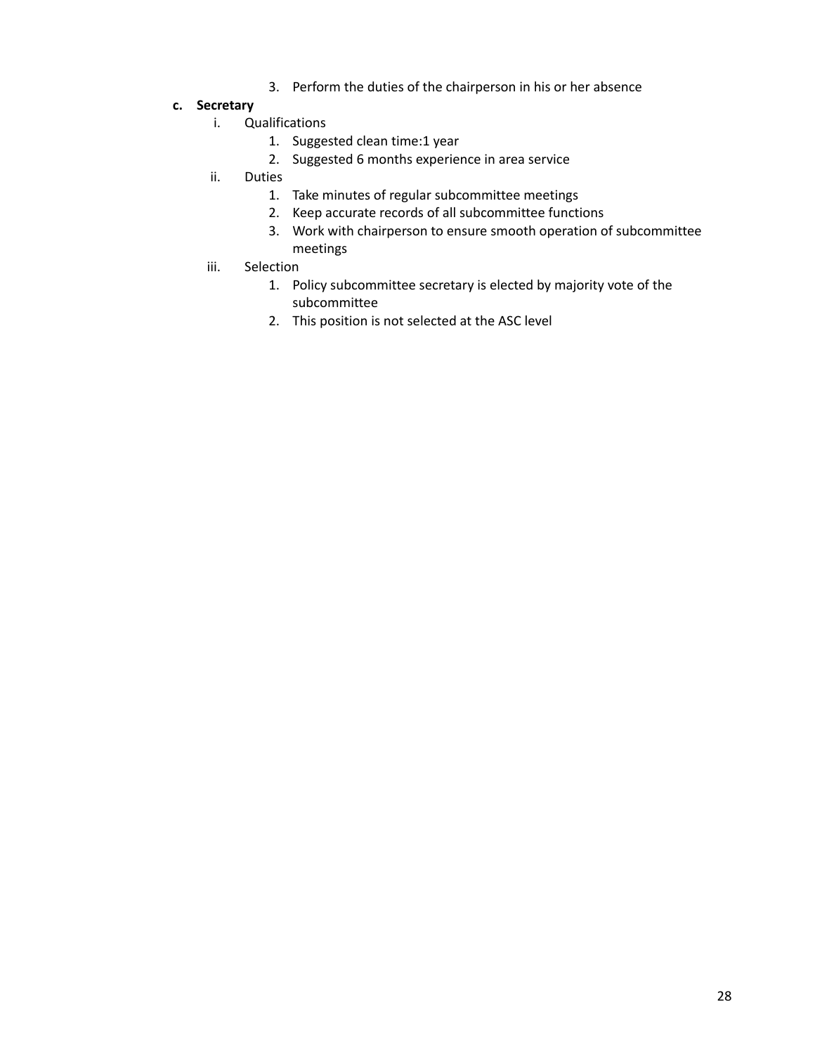3. Perform the duties of the chairperson in his or her absence

**c. Secretary**

- i. Qualifications
  1. Suggested clean time:1 year
  2. Suggested 6 months experience in area service
- ii. Duties
  1. Take minutes of regular subcommittee meetings
  2. Keep accurate records of all subcommittee functions
  3. Work with chairperson to ensure smooth operation of subcommittee meetings
- iii. Selection
  1. Policy subcommittee secretary is elected by majority vote of the subcommittee
  2. This position is not selected at the ASC level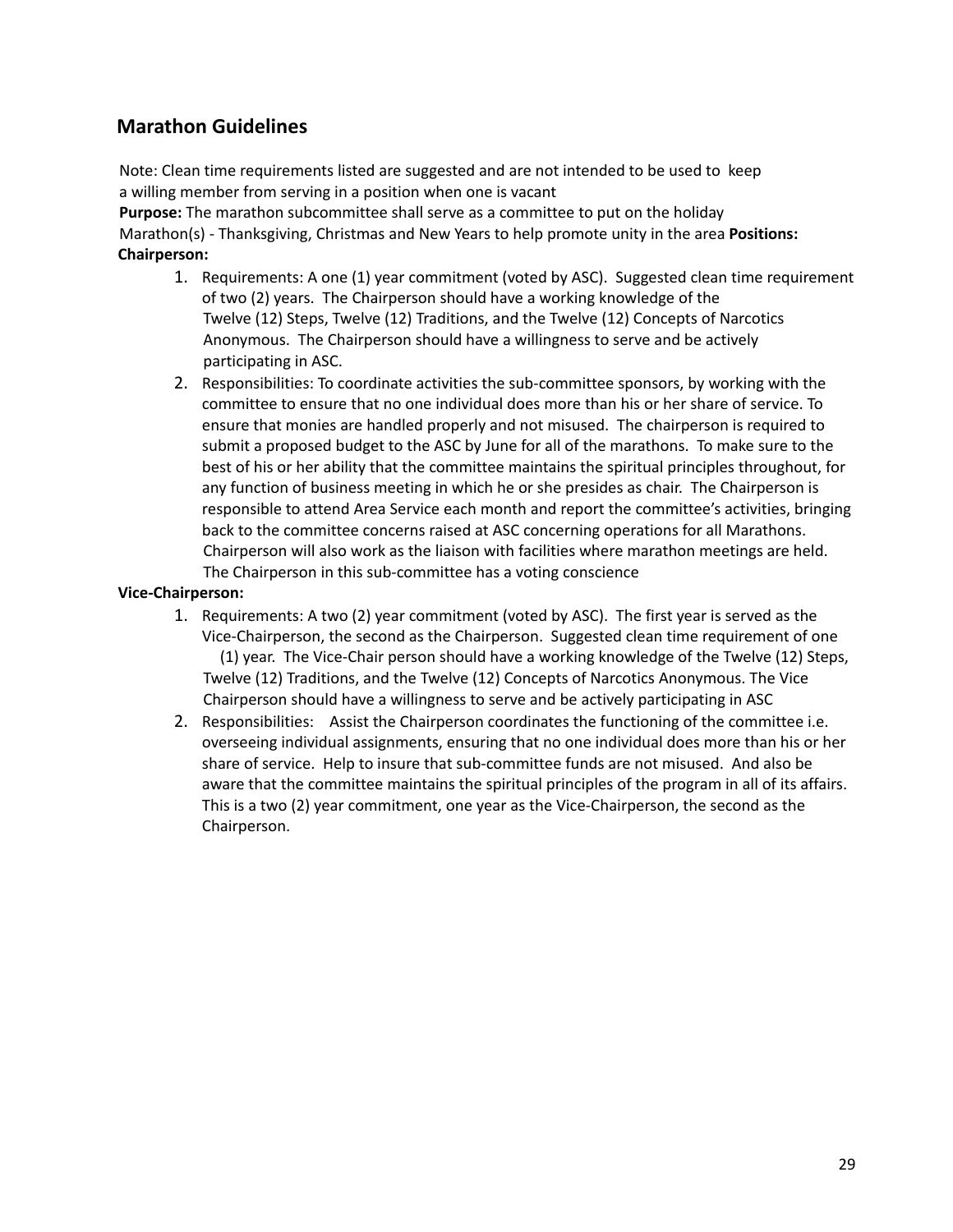## Marathon Guidelines

Note: Clean time requirements listed are suggested and are not intended to be used to keep a willing member from serving in a position when one is vacant

**Purpose:** The marathon subcommittee shall serve as a committee to put on the holiday Marathon(s) - Thanksgiving, Christmas and New Years to help promote unity in the area **Positions:**

**Chairperson:**

1. Requirements: A one (1) year commitment (voted by ASC). Suggested clean time requirement of two (2) years. The Chairperson should have a working knowledge of the Twelve (12) Steps, Twelve (12) Traditions, and the Twelve (12) Concepts of Narcotics Anonymous. The Chairperson should have a willingness to serve and be actively participating in ASC.
2. Responsibilities: To coordinate activities the sub-committee sponsors, by working with the committee to ensure that no one individual does more than his or her share of service. To ensure that monies are handled properly and not misused. The chairperson is required to submit a proposed budget to the ASC by June for all of the marathons. To make sure to the best of his or her ability that the committee maintains the spiritual principles throughout, for any function of business meeting in which he or she presides as chair. The Chairperson is responsible to attend Area Service each month and report the committee's activities, bringing back to the committee concerns raised at ASC concerning operations for all Marathons. Chairperson will also work as the liaison with facilities where marathon meetings are held. The Chairperson in this sub-committee has a voting conscience

**Vice-Chairperson:**

1. Requirements: A two (2) year commitment (voted by ASC). The first year is served as the Vice-Chairperson, the second as the Chairperson. Suggested clean time requirement of one (1) year. The Vice-Chair person should have a working knowledge of the Twelve (12) Steps, Twelve (12) Traditions, and the Twelve (12) Concepts of Narcotics Anonymous. The Vice Chairperson should have a willingness to serve and be actively participating in ASC
2. Responsibilities: Assist the Chairperson coordinates the functioning of the committee i.e. overseeing individual assignments, ensuring that no one individual does more than his or her share of service. Help to insure that sub-committee funds are not misused. And also be aware that the committee maintains the spiritual principles of the program in all of its affairs. This is a two (2) year commitment, one year as the Vice-Chairperson, the second as the Chairperson.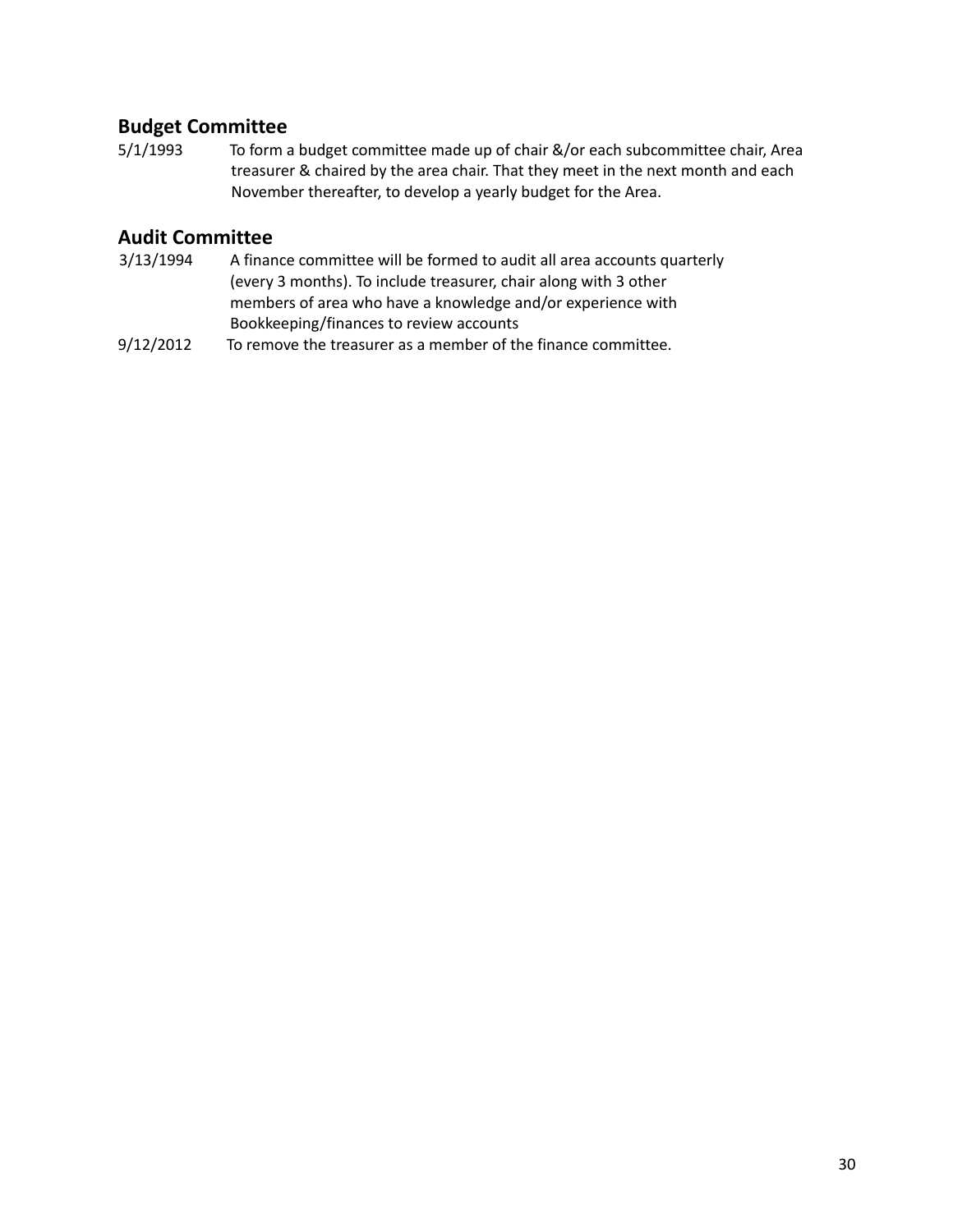## Budget Committee

5/1/1993 To form a budget committee made up of chair &/or each subcommittee chair, Area treasurer & chaired by the area chair. That they meet in the next month and each November thereafter, to develop a yearly budget for the Area.

## Audit Committee

3/13/1994 A finance committee will be formed to audit all area accounts quarterly (every 3 months). To include treasurer, chair along with 3 other members of area who have a knowledge and/or experience with Bookkeeping/finances to review accounts

9/12/2012 To remove the treasurer as a member of the finance committee.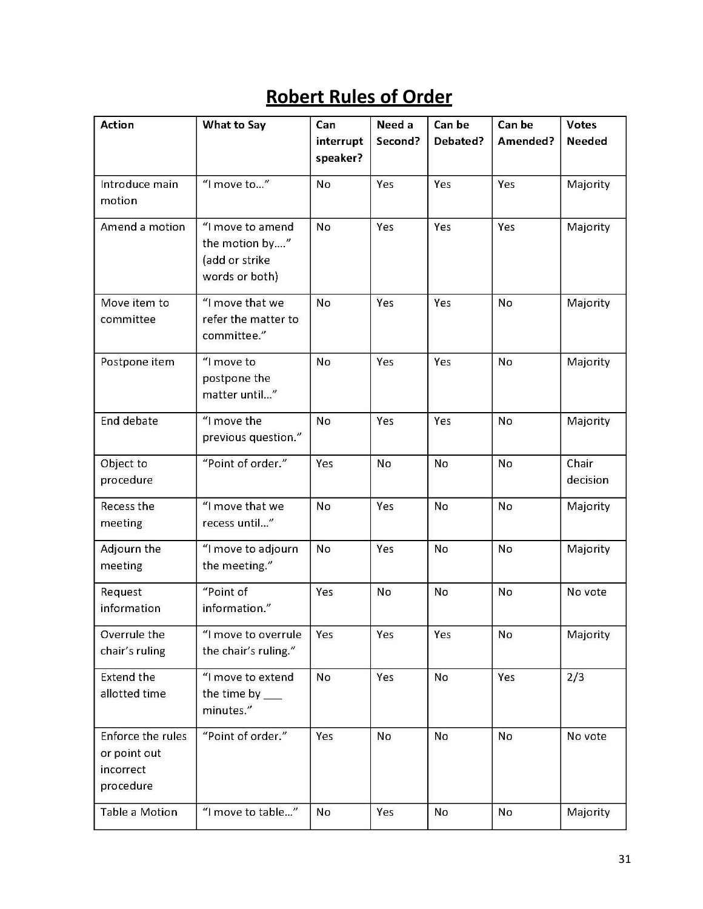# Robert Rules of Order

| Action | What to Say | Can interrupt speaker? | Need a Second? | Can be Debated? | Can be Amended? | Votes Needed |
|---|---|---|---|---|---|---|
| Introduce main motion | "I move to…" | No | Yes | Yes | Yes | Majority |
| Amend a motion | "I move to amend the motion by…." (add or strike words or both) | No | Yes | Yes | Yes | Majority |
| Move item to committee | "I move that we refer the matter to committee." | No | Yes | Yes | No | Majority |
| Postpone item | "I move to postpone the matter until…" | No | Yes | Yes | No | Majority |
| End debate | "I move the previous question." | No | Yes | Yes | No | Majority |
| Object to procedure | "Point of order." | Yes | No | No | No | Chair decision |
| Recess the meeting | "I move that we recess until…" | No | Yes | No | No | Majority |
| Adjourn the meeting | "I move to adjourn the meeting." | No | Yes | No | No | Majority |
| Request information | "Point of information." | Yes | No | No | No | No vote |
| Overrule the chair's ruling | "I move to overrule the chair's ruling." | Yes | Yes | Yes | No | Majority |
| Extend the allotted time | "I move to extend the time by ___ minutes." | No | Yes | No | Yes | 2/3 |
| Enforce the rules or point out incorrect procedure | "Point of order." | Yes | No | No | No | No vote |
| Table a Motion | "I move to table…" | No | Yes | No | No | Majority |